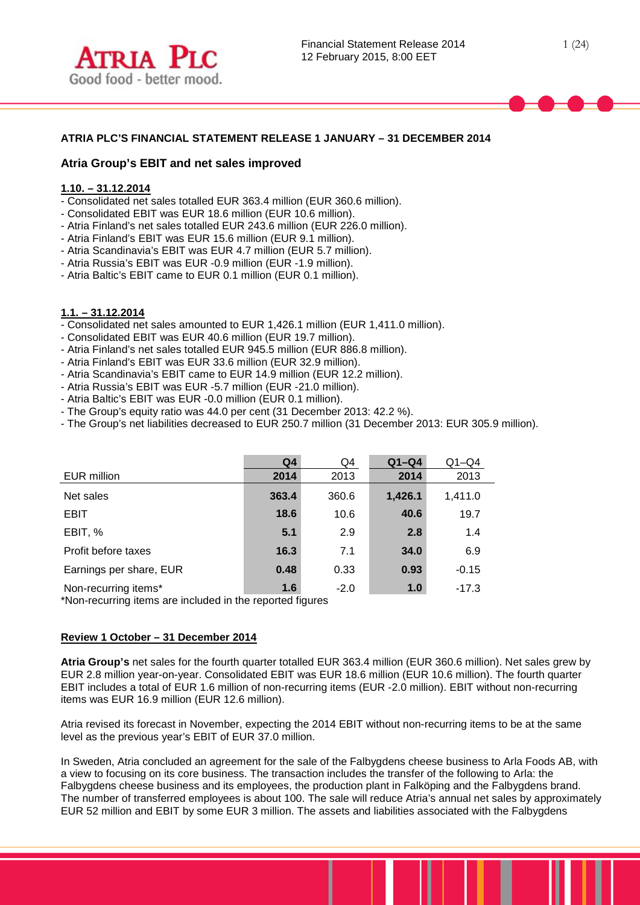## ATRIA PLC'S FINANCIAL STATEMENT RELEASE 1 JANUARY – 31 DECEMBER 2014

### Atria Group's EBIT and net sales improved

**1.10. – 31.12.2014**

- Consolidated net sales totalled EUR 363.4 million (EUR 360.6 million).
- Consolidated EBIT was EUR 18.6 million (EUR 10.6 million).
- Atria Finland's net sales totalled EUR 243.6 million (EUR 226.0 million).
- Atria Finland's EBIT was EUR 15.6 million (EUR 9.1 million).
- Atria Scandinavia's EBIT was EUR 4.7 million (EUR 5.7 million).
- Atria Russia's EBIT was EUR -0.9 million (EUR -1.9 million).
- Atria Baltic's EBIT came to EUR 0.1 million (EUR 0.1 million).

**1.1. – 31.12.2014**

- Consolidated net sales amounted to EUR 1,426.1 million (EUR 1,411.0 million).
- Consolidated EBIT was EUR 40.6 million (EUR 19.7 million).
- Atria Finland's net sales totalled EUR 945.5 million (EUR 886.8 million).
- Atria Finland's EBIT was EUR 33.6 million (EUR 32.9 million).
- Atria Scandinavia's EBIT came to EUR 14.9 million (EUR 12.2 million).
- Atria Russia's EBIT was EUR -5.7 million (EUR -21.0 million).
- Atria Baltic's EBIT was EUR -0.0 million (EUR 0.1 million).
- The Group's equity ratio was 44.0 per cent (31 December 2013: 42.2 %).
- The Group's net liabilities decreased to EUR 250.7 million (31 December 2013: EUR 305.9 million).

| EUR million | **Q4 2014** | Q4 2013 | **Q1–Q4 2014** | Q1–Q4 2013 |
|---|---|---|---|---|
| Net sales | **363.4** | 360.6 | **1,426.1** | 1,411.0 |
| EBIT | **18.6** | 10.6 | **40.6** | 19.7 |
| EBIT, % | **5.1** | 2.9 | **2.8** | 1.4 |
| Profit before taxes | **16.3** | 7.1 | **34.0** | 6.9 |
| Earnings per share, EUR | **0.48** | 0.33 | **0.93** | -0.15 |
| Non-recurring items* | **1.6** | -2.0 | **1.0** | -17.3 |

*Non-recurring items are included in the reported figures

**Review 1 October – 31 December 2014**

**Atria Group's** net sales for the fourth quarter totalled EUR 363.4 million (EUR 360.6 million). Net sales grew by EUR 2.8 million year-on-year. Consolidated EBIT was EUR 18.6 million (EUR 10.6 million). The fourth quarter EBIT includes a total of EUR 1.6 million of non-recurring items (EUR -2.0 million). EBIT without non-recurring items was EUR 16.9 million (EUR 12.6 million).

Atria revised its forecast in November, expecting the 2014 EBIT without non-recurring items to be at the same level as the previous year's EBIT of EUR 37.0 million.

In Sweden, Atria concluded an agreement for the sale of the Falbygdens cheese business to Arla Foods AB, with a view to focusing on its core business. The transaction includes the transfer of the following to Arla: the Falbygdens cheese business and its employees, the production plant in Falköping and the Falbygdens brand. The number of transferred employees is about 100. The sale will reduce Atria's annual net sales by approximately EUR 52 million and EBIT by some EUR 3 million. The assets and liabilities associated with the Falbygdens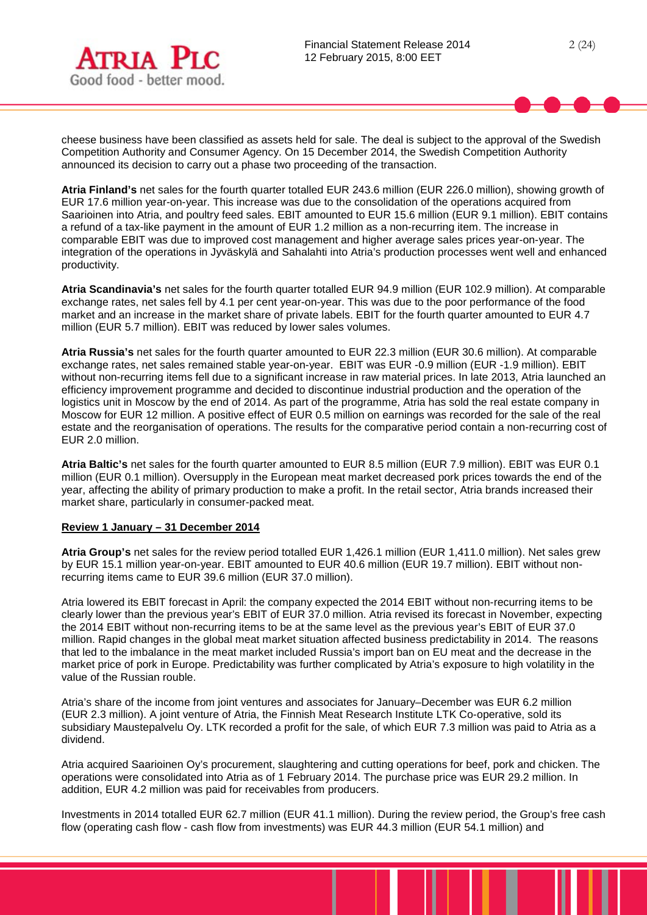cheese business have been classified as assets held for sale. The deal is subject to the approval of the Swedish Competition Authority and Consumer Agency. On 15 December 2014, the Swedish Competition Authority announced its decision to carry out a phase two proceeding of the transaction.

**Atria Finland's** net sales for the fourth quarter totalled EUR 243.6 million (EUR 226.0 million), showing growth of EUR 17.6 million year-on-year. This increase was due to the consolidation of the operations acquired from Saarioinen into Atria, and poultry feed sales. EBIT amounted to EUR 15.6 million (EUR 9.1 million). EBIT contains a refund of a tax-like payment in the amount of EUR 1.2 million as a non-recurring item. The increase in comparable EBIT was due to improved cost management and higher average sales prices year-on-year. The integration of the operations in Jyväskylä and Sahalahti into Atria's production processes went well and enhanced productivity.

**Atria Scandinavia's** net sales for the fourth quarter totalled EUR 94.9 million (EUR 102.9 million). At comparable exchange rates, net sales fell by 4.1 per cent year-on-year. This was due to the poor performance of the food market and an increase in the market share of private labels. EBIT for the fourth quarter amounted to EUR 4.7 million (EUR 5.7 million). EBIT was reduced by lower sales volumes.

**Atria Russia's** net sales for the fourth quarter amounted to EUR 22.3 million (EUR 30.6 million). At comparable exchange rates, net sales remained stable year-on-year. EBIT was EUR -0.9 million (EUR -1.9 million). EBIT without non-recurring items fell due to a significant increase in raw material prices. In late 2013, Atria launched an efficiency improvement programme and decided to discontinue industrial production and the operation of the logistics unit in Moscow by the end of 2014. As part of the programme, Atria has sold the real estate company in Moscow for EUR 12 million. A positive effect of EUR 0.5 million on earnings was recorded for the sale of the real estate and the reorganisation of operations. The results for the comparative period contain a non-recurring cost of EUR 2.0 million.

**Atria Baltic's** net sales for the fourth quarter amounted to EUR 8.5 million (EUR 7.9 million). EBIT was EUR 0.1 million (EUR 0.1 million). Oversupply in the European meat market decreased pork prices towards the end of the year, affecting the ability of primary production to make a profit. In the retail sector, Atria brands increased their market share, particularly in consumer-packed meat.

## Review 1 January – 31 December 2014

**Atria Group's** net sales for the review period totalled EUR 1,426.1 million (EUR 1,411.0 million). Net sales grew by EUR 15.1 million year-on-year. EBIT amounted to EUR 40.6 million (EUR 19.7 million). EBIT without non-recurring items came to EUR 39.6 million (EUR 37.0 million).

Atria lowered its EBIT forecast in April: the company expected the 2014 EBIT without non-recurring items to be clearly lower than the previous year's EBIT of EUR 37.0 million. Atria revised its forecast in November, expecting the 2014 EBIT without non-recurring items to be at the same level as the previous year's EBIT of EUR 37.0 million. Rapid changes in the global meat market situation affected business predictability in 2014. The reasons that led to the imbalance in the meat market included Russia's import ban on EU meat and the decrease in the market price of pork in Europe. Predictability was further complicated by Atria's exposure to high volatility in the value of the Russian rouble.

Atria's share of the income from joint ventures and associates for January–December was EUR 6.2 million (EUR 2.3 million). A joint venture of Atria, the Finnish Meat Research Institute LTK Co-operative, sold its subsidiary Maustepalvelu Oy. LTK recorded a profit for the sale, of which EUR 7.3 million was paid to Atria as a dividend.

Atria acquired Saarioinen Oy's procurement, slaughtering and cutting operations for beef, pork and chicken. The operations were consolidated into Atria as of 1 February 2014. The purchase price was EUR 29.2 million. In addition, EUR 4.2 million was paid for receivables from producers.

Investments in 2014 totalled EUR 62.7 million (EUR 41.1 million). During the review period, the Group's free cash flow (operating cash flow - cash flow from investments) was EUR 44.3 million (EUR 54.1 million) and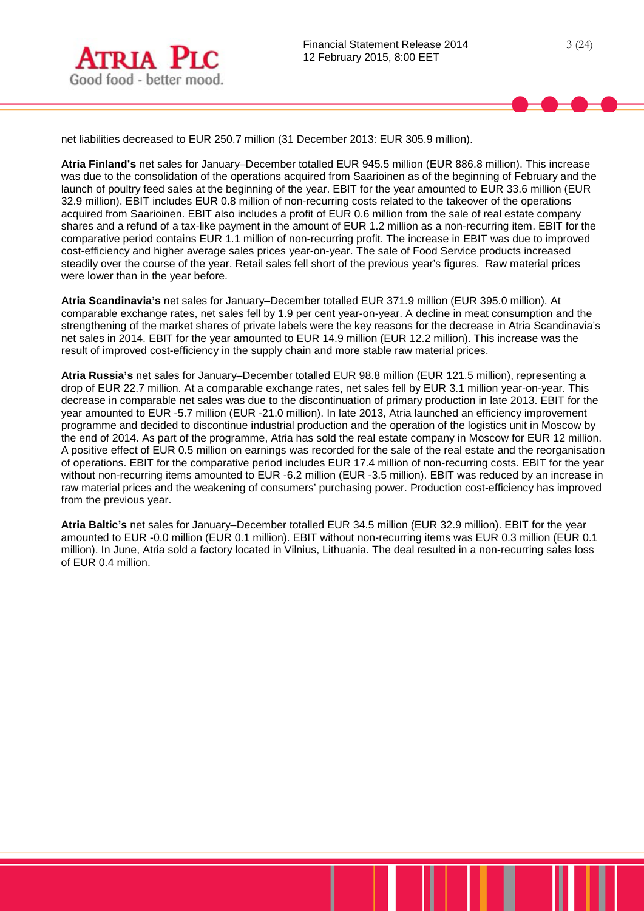net liabilities decreased to EUR 250.7 million (31 December 2013: EUR 305.9 million).

**Atria Finland's** net sales for January–December totalled EUR 945.5 million (EUR 886.8 million). This increase was due to the consolidation of the operations acquired from Saarioinen as of the beginning of February and the launch of poultry feed sales at the beginning of the year. EBIT for the year amounted to EUR 33.6 million (EUR 32.9 million). EBIT includes EUR 0.8 million of non-recurring costs related to the takeover of the operations acquired from Saarioinen. EBIT also includes a profit of EUR 0.6 million from the sale of real estate company shares and a refund of a tax-like payment in the amount of EUR 1.2 million as a non-recurring item. EBIT for the comparative period contains EUR 1.1 million of non-recurring profit. The increase in EBIT was due to improved cost-efficiency and higher average sales prices year-on-year. The sale of Food Service products increased steadily over the course of the year. Retail sales fell short of the previous year's figures. Raw material prices were lower than in the year before.

**Atria Scandinavia's** net sales for January–December totalled EUR 371.9 million (EUR 395.0 million). At comparable exchange rates, net sales fell by 1.9 per cent year-on-year. A decline in meat consumption and the strengthening of the market shares of private labels were the key reasons for the decrease in Atria Scandinavia's net sales in 2014. EBIT for the year amounted to EUR 14.9 million (EUR 12.2 million). This increase was the result of improved cost-efficiency in the supply chain and more stable raw material prices.

**Atria Russia's** net sales for January–December totalled EUR 98.8 million (EUR 121.5 million), representing a drop of EUR 22.7 million. At a comparable exchange rates, net sales fell by EUR 3.1 million year-on-year. This decrease in comparable net sales was due to the discontinuation of primary production in late 2013. EBIT for the year amounted to EUR -5.7 million (EUR -21.0 million). In late 2013, Atria launched an efficiency improvement programme and decided to discontinue industrial production and the operation of the logistics unit in Moscow by the end of 2014. As part of the programme, Atria has sold the real estate company in Moscow for EUR 12 million. A positive effect of EUR 0.5 million on earnings was recorded for the sale of the real estate and the reorganisation of operations. EBIT for the comparative period includes EUR 17.4 million of non-recurring costs. EBIT for the year without non-recurring items amounted to EUR -6.2 million (EUR -3.5 million). EBIT was reduced by an increase in raw material prices and the weakening of consumers' purchasing power. Production cost-efficiency has improved from the previous year.

**Atria Baltic's** net sales for January–December totalled EUR 34.5 million (EUR 32.9 million). EBIT for the year amounted to EUR -0.0 million (EUR 0.1 million). EBIT without non-recurring items was EUR 0.3 million (EUR 0.1 million). In June, Atria sold a factory located in Vilnius, Lithuania. The deal resulted in a non-recurring sales loss of EUR 0.4 million.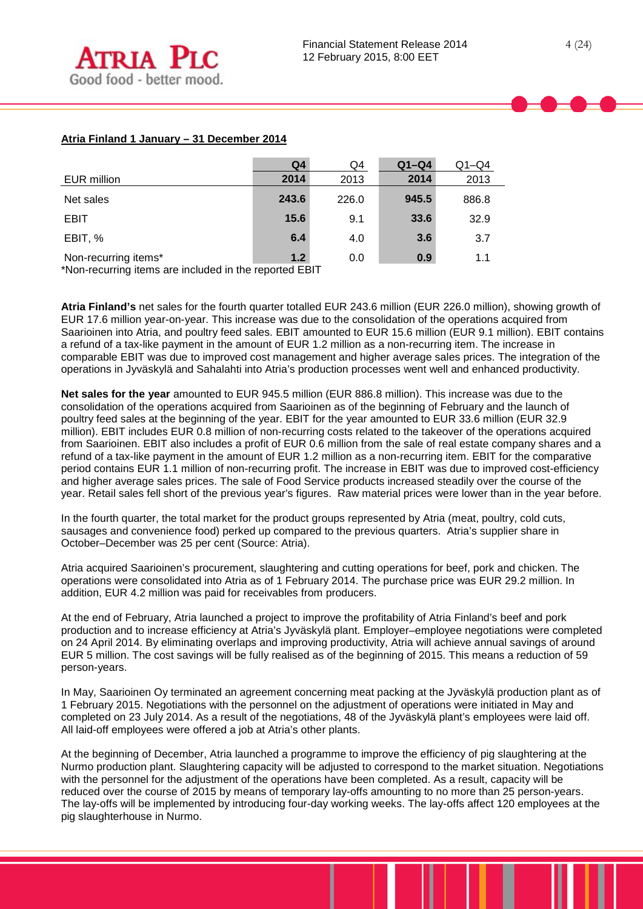**Atria Finland 1 January – 31 December 2014**

| EUR million | Q4 2014 | Q4 2013 | Q1–Q4 2014 | Q1–Q4 2013 |
|---|---|---|---|---|
| Net sales | **243.6** | 226.0 | **945.5** | 886.8 |
| EBIT | **15.6** | 9.1 | **33.6** | 32.9 |
| EBIT, % | **6.4** | 4.0 | **3.6** | 3.7 |
| Non-recurring items* | **1.2** | 0.0 | **0.9** | 1.1 |

*Non-recurring items are included in the reported EBIT

**Atria Finland's** net sales for the fourth quarter totalled EUR 243.6 million (EUR 226.0 million), showing growth of EUR 17.6 million year-on-year. This increase was due to the consolidation of the operations acquired from Saarioinen into Atria, and poultry feed sales. EBIT amounted to EUR 15.6 million (EUR 9.1 million). EBIT contains a refund of a tax-like payment in the amount of EUR 1.2 million as a non-recurring item. The increase in comparable EBIT was due to improved cost management and higher average sales prices. The integration of the operations in Jyväskylä and Sahalahti into Atria's production processes went well and enhanced productivity.

**Net sales for the year** amounted to EUR 945.5 million (EUR 886.8 million). This increase was due to the consolidation of the operations acquired from Saarioinen as of the beginning of February and the launch of poultry feed sales at the beginning of the year. EBIT for the year amounted to EUR 33.6 million (EUR 32.9 million). EBIT includes EUR 0.8 million of non-recurring costs related to the takeover of the operations acquired from Saarioinen. EBIT also includes a profit of EUR 0.6 million from the sale of real estate company shares and a refund of a tax-like payment in the amount of EUR 1.2 million as a non-recurring item. EBIT for the comparative period contains EUR 1.1 million of non-recurring profit. The increase in EBIT was due to improved cost-efficiency and higher average sales prices. The sale of Food Service products increased steadily over the course of the year. Retail sales fell short of the previous year's figures. Raw material prices were lower than in the year before.

In the fourth quarter, the total market for the product groups represented by Atria (meat, poultry, cold cuts, sausages and convenience food) perked up compared to the previous quarters. Atria's supplier share in October–December was 25 per cent (Source: Atria).

Atria acquired Saarioinen's procurement, slaughtering and cutting operations for beef, pork and chicken. The operations were consolidated into Atria as of 1 February 2014. The purchase price was EUR 29.2 million. In addition, EUR 4.2 million was paid for receivables from producers.

At the end of February, Atria launched a project to improve the profitability of Atria Finland's beef and pork production and to increase efficiency at Atria's Jyväskylä plant. Employer–employee negotiations were completed on 24 April 2014. By eliminating overlaps and improving productivity, Atria will achieve annual savings of around EUR 5 million. The cost savings will be fully realised as of the beginning of 2015. This means a reduction of 59 person-years.

In May, Saarioinen Oy terminated an agreement concerning meat packing at the Jyväskylä production plant as of 1 February 2015. Negotiations with the personnel on the adjustment of operations were initiated in May and completed on 23 July 2014. As a result of the negotiations, 48 of the Jyväskylä plant's employees were laid off. All laid-off employees were offered a job at Atria's other plants.

At the beginning of December, Atria launched a programme to improve the efficiency of pig slaughtering at the Nurmo production plant. Slaughtering capacity will be adjusted to correspond to the market situation. Negotiations with the personnel for the adjustment of the operations have been completed. As a result, capacity will be reduced over the course of 2015 by means of temporary lay-offs amounting to no more than 25 person-years. The lay-offs will be implemented by introducing four-day working weeks. The lay-offs affect 120 employees at the pig slaughterhouse in Nurmo.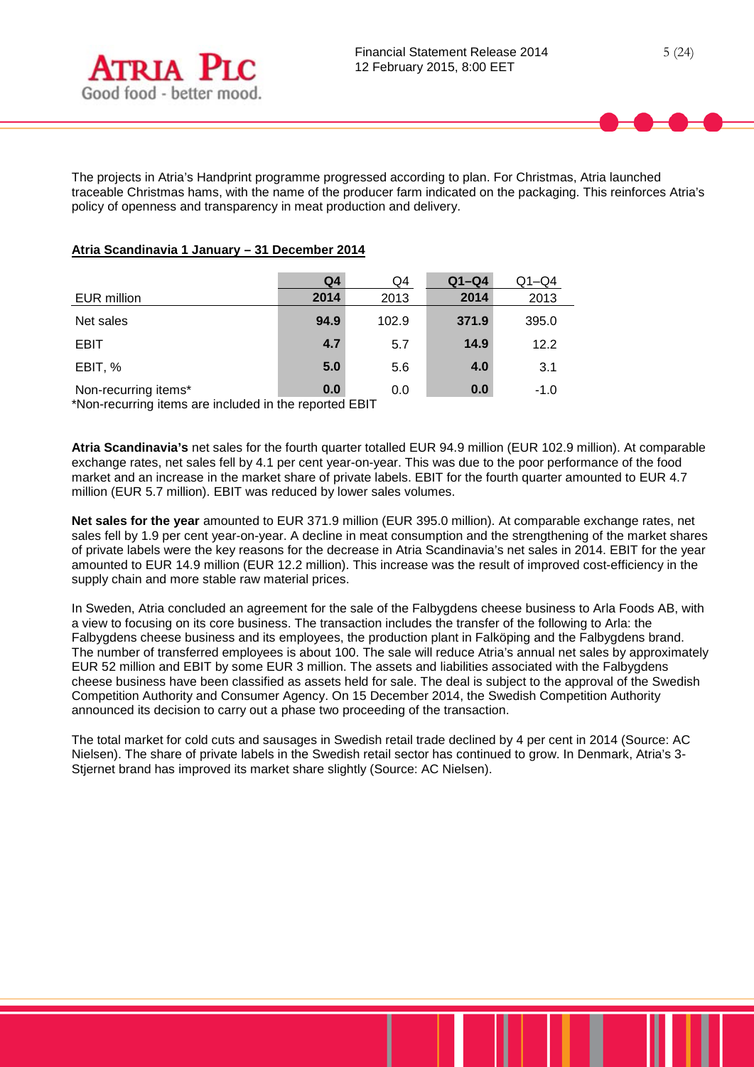The projects in Atria's Handprint programme progressed according to plan. For Christmas, Atria launched traceable Christmas hams, with the name of the producer farm indicated on the packaging. This reinforces Atria's policy of openness and transparency in meat production and delivery.

**Atria Scandinavia 1 January – 31 December 2014**

| EUR million | **Q4 2014** | Q4 2013 | **Q1–Q4 2014** | Q1–Q4 2013 |
|---|---|---|---|---|
| Net sales | **94.9** | 102.9 | **371.9** | 395.0 |
| EBIT | **4.7** | 5.7 | **14.9** | 12.2 |
| EBIT, % | **5.0** | 5.6 | **4.0** | 3.1 |
| Non-recurring items* | **0.0** | 0.0 | **0.0** | -1.0 |

*Non-recurring items are included in the reported EBIT

**Atria Scandinavia's** net sales for the fourth quarter totalled EUR 94.9 million (EUR 102.9 million). At comparable exchange rates, net sales fell by 4.1 per cent year-on-year. This was due to the poor performance of the food market and an increase in the market share of private labels. EBIT for the fourth quarter amounted to EUR 4.7 million (EUR 5.7 million). EBIT was reduced by lower sales volumes.

**Net sales for the year** amounted to EUR 371.9 million (EUR 395.0 million). At comparable exchange rates, net sales fell by 1.9 per cent year-on-year. A decline in meat consumption and the strengthening of the market shares of private labels were the key reasons for the decrease in Atria Scandinavia's net sales in 2014. EBIT for the year amounted to EUR 14.9 million (EUR 12.2 million). This increase was the result of improved cost-efficiency in the supply chain and more stable raw material prices.

In Sweden, Atria concluded an agreement for the sale of the Falbygdens cheese business to Arla Foods AB, with a view to focusing on its core business. The transaction includes the transfer of the following to Arla: the Falbygdens cheese business and its employees, the production plant in Falköping and the Falbygdens brand. The number of transferred employees is about 100. The sale will reduce Atria's annual net sales by approximately EUR 52 million and EBIT by some EUR 3 million. The assets and liabilities associated with the Falbygdens cheese business have been classified as assets held for sale. The deal is subject to the approval of the Swedish Competition Authority and Consumer Agency. On 15 December 2014, the Swedish Competition Authority announced its decision to carry out a phase two proceeding of the transaction.

The total market for cold cuts and sausages in Swedish retail trade declined by 4 per cent in 2014 (Source: AC Nielsen). The share of private labels in the Swedish retail sector has continued to grow. In Denmark, Atria's 3-Stjernet brand has improved its market share slightly (Source: AC Nielsen).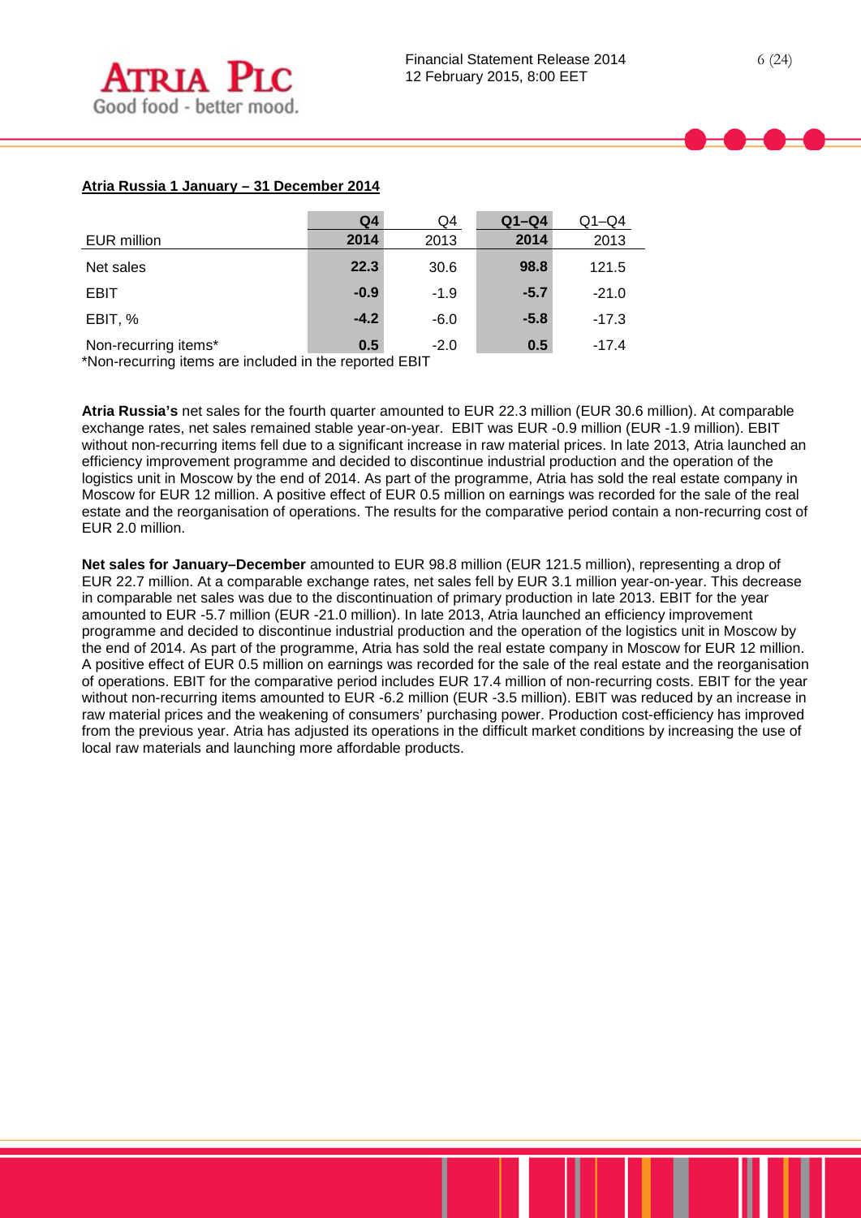**Atria Russia 1 January – 31 December 2014**

| EUR million | Q4 2014 | Q4 2013 | Q1–Q4 2014 | Q1–Q4 2013 |
|---|---|---|---|---|
| Net sales | **22.3** | 30.6 | **98.8** | 121.5 |
| EBIT | **-0.9** | -1.9 | **-5.7** | -21.0 |
| EBIT, % | **-4.2** | -6.0 | **-5.8** | -17.3 |
| Non-recurring items* | **0.5** | -2.0 | **0.5** | -17.4 |

*Non-recurring items are included in the reported EBIT

**Atria Russia's** net sales for the fourth quarter amounted to EUR 22.3 million (EUR 30.6 million). At comparable exchange rates, net sales remained stable year-on-year. EBIT was EUR -0.9 million (EUR -1.9 million). EBIT without non-recurring items fell due to a significant increase in raw material prices. In late 2013, Atria launched an efficiency improvement programme and decided to discontinue industrial production and the operation of the logistics unit in Moscow by the end of 2014. As part of the programme, Atria has sold the real estate company in Moscow for EUR 12 million. A positive effect of EUR 0.5 million on earnings was recorded for the sale of the real estate and the reorganisation of operations. The results for the comparative period contain a non-recurring cost of EUR 2.0 million.

**Net sales for January–December** amounted to EUR 98.8 million (EUR 121.5 million), representing a drop of EUR 22.7 million. At a comparable exchange rates, net sales fell by EUR 3.1 million year-on-year. This decrease in comparable net sales was due to the discontinuation of primary production in late 2013. EBIT for the year amounted to EUR -5.7 million (EUR -21.0 million). In late 2013, Atria launched an efficiency improvement programme and decided to discontinue industrial production and the operation of the logistics unit in Moscow by the end of 2014. As part of the programme, Atria has sold the real estate company in Moscow for EUR 12 million. A positive effect of EUR 0.5 million on earnings was recorded for the sale of the real estate and the reorganisation of operations. EBIT for the comparative period includes EUR 17.4 million of non-recurring costs. EBIT for the year without non-recurring items amounted to EUR -6.2 million (EUR -3.5 million). EBIT was reduced by an increase in raw material prices and the weakening of consumers' purchasing power. Production cost-efficiency has improved from the previous year. Atria has adjusted its operations in the difficult market conditions by increasing the use of local raw materials and launching more affordable products.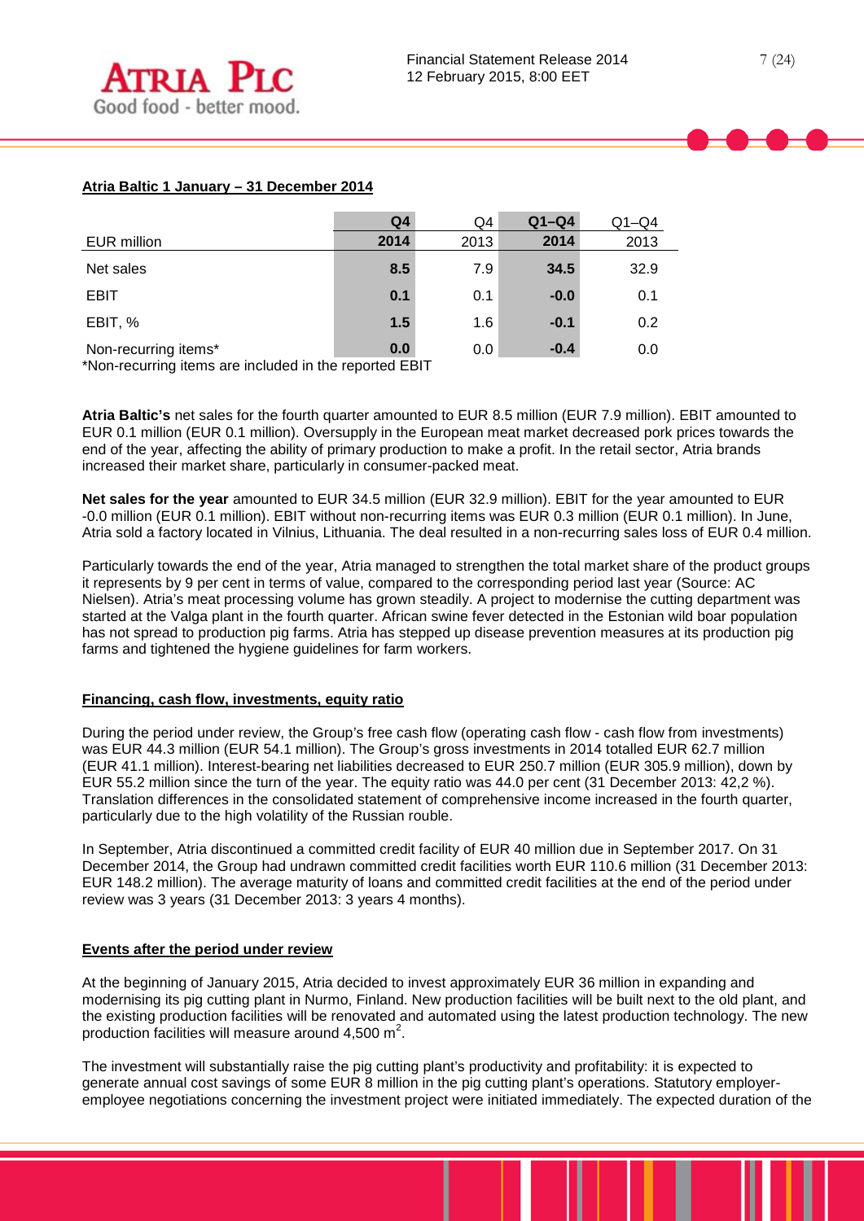## Atria Baltic 1 January – 31 December 2014

| EUR million | Q4 2014 | Q4 2013 | Q1–Q4 2014 | Q1–Q4 2013 |
|---|---|---|---|---|
| Net sales | **8.5** | 7.9 | **34.5** | 32.9 |
| EBIT | **0.1** | 0.1 | **-0.0** | 0.1 |
| EBIT, % | **1.5** | 1.6 | **-0.1** | 0.2 |
| Non-recurring items* | **0.0** | 0.0 | **-0.4** | 0.0 |

*Non-recurring items are included in the reported EBIT

**Atria Baltic's** net sales for the fourth quarter amounted to EUR 8.5 million (EUR 7.9 million). EBIT amounted to EUR 0.1 million (EUR 0.1 million). Oversupply in the European meat market decreased pork prices towards the end of the year, affecting the ability of primary production to make a profit. In the retail sector, Atria brands increased their market share, particularly in consumer-packed meat.

**Net sales for the year** amounted to EUR 34.5 million (EUR 32.9 million). EBIT for the year amounted to EUR -0.0 million (EUR 0.1 million). EBIT without non-recurring items was EUR 0.3 million (EUR 0.1 million). In June, Atria sold a factory located in Vilnius, Lithuania. The deal resulted in a non-recurring sales loss of EUR 0.4 million.

Particularly towards the end of the year, Atria managed to strengthen the total market share of the product groups it represents by 9 per cent in terms of value, compared to the corresponding period last year (Source: AC Nielsen). Atria's meat processing volume has grown steadily. A project to modernise the cutting department was started at the Valga plant in the fourth quarter. African swine fever detected in the Estonian wild boar population has not spread to production pig farms. Atria has stepped up disease prevention measures at its production pig farms and tightened the hygiene guidelines for farm workers.

## Financing, cash flow, investments, equity ratio

During the period under review, the Group's free cash flow (operating cash flow - cash flow from investments) was EUR 44.3 million (EUR 54.1 million). The Group's gross investments in 2014 totalled EUR 62.7 million (EUR 41.1 million). Interest-bearing net liabilities decreased to EUR 250.7 million (EUR 305.9 million), down by EUR 55.2 million since the turn of the year. The equity ratio was 44.0 per cent (31 December 2013: 42,2 %). Translation differences in the consolidated statement of comprehensive income increased in the fourth quarter, particularly due to the high volatility of the Russian rouble.

In September, Atria discontinued a committed credit facility of EUR 40 million due in September 2017. On 31 December 2014, the Group had undrawn committed credit facilities worth EUR 110.6 million (31 December 2013: EUR 148.2 million). The average maturity of loans and committed credit facilities at the end of the period under review was 3 years (31 December 2013: 3 years 4 months).

## Events after the period under review

At the beginning of January 2015, Atria decided to invest approximately EUR 36 million in expanding and modernising its pig cutting plant in Nurmo, Finland. New production facilities will be built next to the old plant, and the existing production facilities will be renovated and automated using the latest production technology. The new production facilities will measure around 4,500 $m^2$.

The investment will substantially raise the pig cutting plant's productivity and profitability: it is expected to generate annual cost savings of some EUR 8 million in the pig cutting plant's operations. Statutory employer-employee negotiations concerning the investment project were initiated immediately. The expected duration of the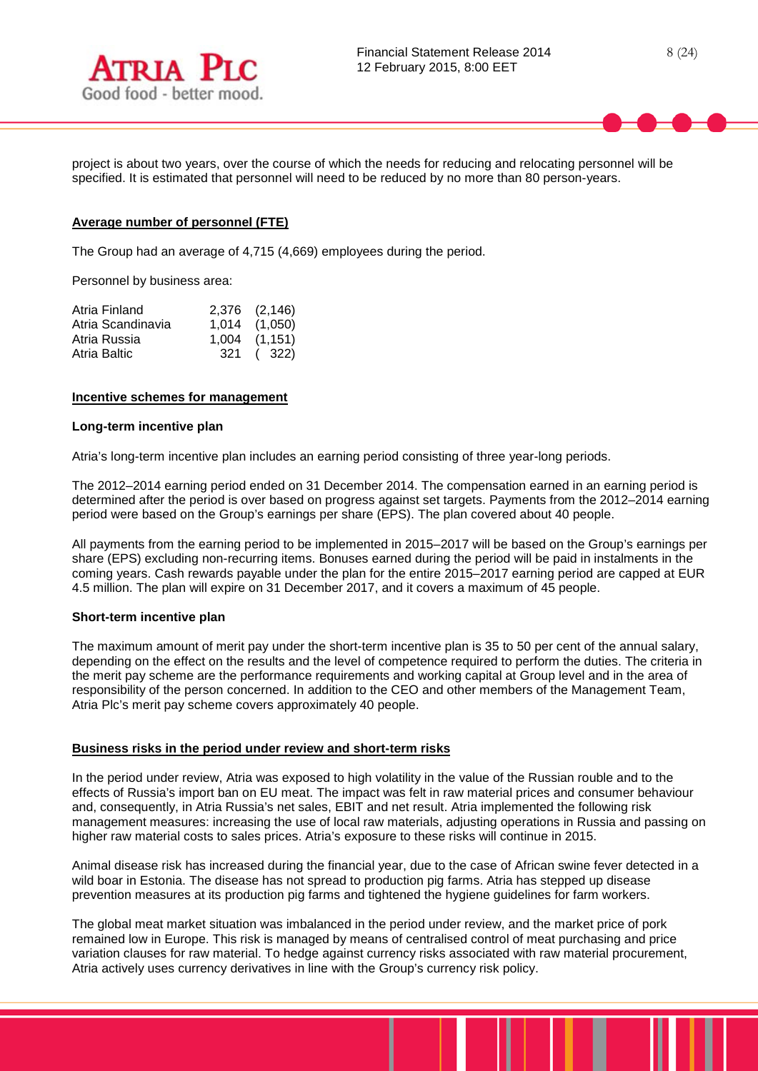project is about two years, over the course of which the needs for reducing and relocating personnel will be specified. It is estimated that personnel will need to be reduced by no more than 80 person-years.

## Average number of personnel (FTE)

The Group had an average of 4,715 (4,669) employees during the period.

Personnel by business area:

| | | |
|---|---|---|
| Atria Finland | 2,376 | (2,146) |
| Atria Scandinavia | 1,014 | (1,050) |
| Atria Russia | 1,004 | (1,151) |
| Atria Baltic | 321 | ( 322) |

## Incentive schemes for management

### Long-term incentive plan

Atria's long-term incentive plan includes an earning period consisting of three year-long periods.

The 2012–2014 earning period ended on 31 December 2014. The compensation earned in an earning period is determined after the period is over based on progress against set targets. Payments from the 2012–2014 earning period were based on the Group's earnings per share (EPS). The plan covered about 40 people.

All payments from the earning period to be implemented in 2015–2017 will be based on the Group's earnings per share (EPS) excluding non-recurring items. Bonuses earned during the period will be paid in instalments in the coming years. Cash rewards payable under the plan for the entire 2015–2017 earning period are capped at EUR 4.5 million. The plan will expire on 31 December 2017, and it covers a maximum of 45 people.

### Short-term incentive plan

The maximum amount of merit pay under the short-term incentive plan is 35 to 50 per cent of the annual salary, depending on the effect on the results and the level of competence required to perform the duties. The criteria in the merit pay scheme are the performance requirements and working capital at Group level and in the area of responsibility of the person concerned. In addition to the CEO and other members of the Management Team, Atria Plc's merit pay scheme covers approximately 40 people.

## Business risks in the period under review and short-term risks

In the period under review, Atria was exposed to high volatility in the value of the Russian rouble and to the effects of Russia's import ban on EU meat. The impact was felt in raw material prices and consumer behaviour and, consequently, in Atria Russia's net sales, EBIT and net result. Atria implemented the following risk management measures: increasing the use of local raw materials, adjusting operations in Russia and passing on higher raw material costs to sales prices. Atria's exposure to these risks will continue in 2015.

Animal disease risk has increased during the financial year, due to the case of African swine fever detected in a wild boar in Estonia. The disease has not spread to production pig farms. Atria has stepped up disease prevention measures at its production pig farms and tightened the hygiene guidelines for farm workers.

The global meat market situation was imbalanced in the period under review, and the market price of pork remained low in Europe. This risk is managed by means of centralised control of meat purchasing and price variation clauses for raw material. To hedge against currency risks associated with raw material procurement, Atria actively uses currency derivatives in line with the Group's currency risk policy.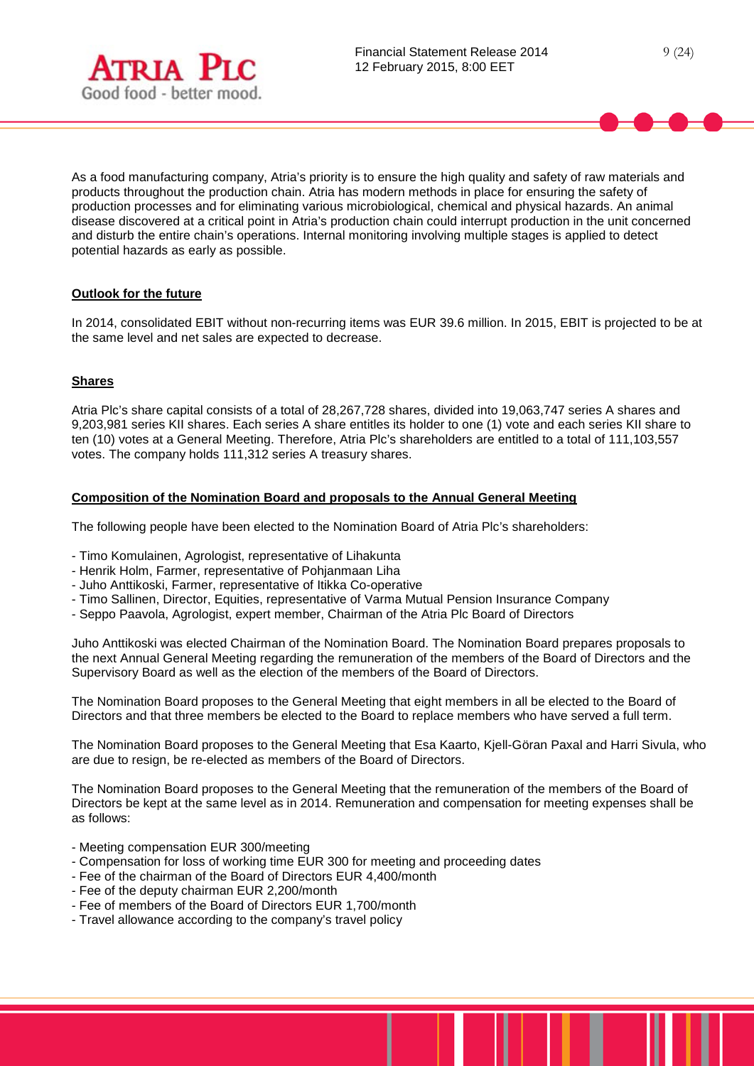As a food manufacturing company, Atria's priority is to ensure the high quality and safety of raw materials and products throughout the production chain. Atria has modern methods in place for ensuring the safety of production processes and for eliminating various microbiological, chemical and physical hazards. An animal disease discovered at a critical point in Atria's production chain could interrupt production in the unit concerned and disturb the entire chain's operations. Internal monitoring involving multiple stages is applied to detect potential hazards as early as possible.

## Outlook for the future

In 2014, consolidated EBIT without non-recurring items was EUR 39.6 million. In 2015, EBIT is projected to be at the same level and net sales are expected to decrease.

## Shares

Atria Plc's share capital consists of a total of 28,267,728 shares, divided into 19,063,747 series A shares and 9,203,981 series KII shares. Each series A share entitles its holder to one (1) vote and each series KII share to ten (10) votes at a General Meeting. Therefore, Atria Plc's shareholders are entitled to a total of 111,103,557 votes. The company holds 111,312 series A treasury shares.

## Composition of the Nomination Board and proposals to the Annual General Meeting

The following people have been elected to the Nomination Board of Atria Plc's shareholders:

- Timo Komulainen, Agrologist, representative of Lihakunta
- Henrik Holm, Farmer, representative of Pohjanmaan Liha
- Juho Anttikoski, Farmer, representative of Itikka Co-operative
- Timo Sallinen, Director, Equities, representative of Varma Mutual Pension Insurance Company
- Seppo Paavola, Agrologist, expert member, Chairman of the Atria Plc Board of Directors

Juho Anttikoski was elected Chairman of the Nomination Board. The Nomination Board prepares proposals to the next Annual General Meeting regarding the remuneration of the members of the Board of Directors and the Supervisory Board as well as the election of the members of the Board of Directors.

The Nomination Board proposes to the General Meeting that eight members in all be elected to the Board of Directors and that three members be elected to the Board to replace members who have served a full term.

The Nomination Board proposes to the General Meeting that Esa Kaarto, Kjell-Göran Paxal and Harri Sivula, who are due to resign, be re-elected as members of the Board of Directors.

The Nomination Board proposes to the General Meeting that the remuneration of the members of the Board of Directors be kept at the same level as in 2014. Remuneration and compensation for meeting expenses shall be as follows:

- Meeting compensation EUR 300/meeting
- Compensation for loss of working time EUR 300 for meeting and proceeding dates
- Fee of the chairman of the Board of Directors EUR 4,400/month
- Fee of the deputy chairman EUR 2,200/month
- Fee of members of the Board of Directors EUR 1,700/month
- Travel allowance according to the company's travel policy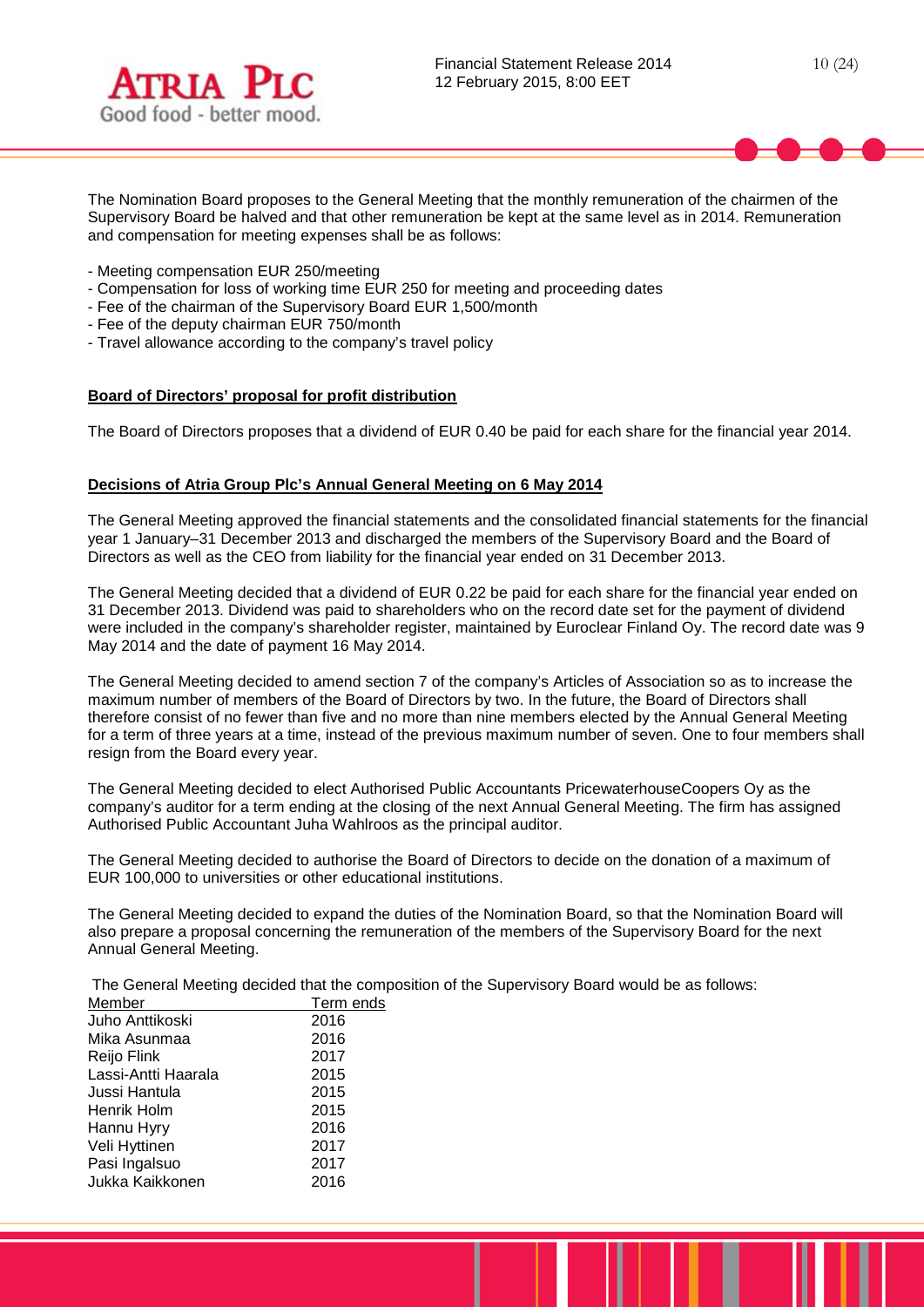The Nomination Board proposes to the General Meeting that the monthly remuneration of the chairmen of the Supervisory Board be halved and that other remuneration be kept at the same level as in 2014. Remuneration and compensation for meeting expenses shall be as follows:

- Meeting compensation EUR 250/meeting
- Compensation for loss of working time EUR 250 for meeting and proceeding dates
- Fee of the chairman of the Supervisory Board EUR 1,500/month
- Fee of the deputy chairman EUR 750/month
- Travel allowance according to the company's travel policy

## Board of Directors' proposal for profit distribution

The Board of Directors proposes that a dividend of EUR 0.40 be paid for each share for the financial year 2014.

## Decisions of Atria Group Plc's Annual General Meeting on 6 May 2014

The General Meeting approved the financial statements and the consolidated financial statements for the financial year 1 January–31 December 2013 and discharged the members of the Supervisory Board and the Board of Directors as well as the CEO from liability for the financial year ended on 31 December 2013.

The General Meeting decided that a dividend of EUR 0.22 be paid for each share for the financial year ended on 31 December 2013. Dividend was paid to shareholders who on the record date set for the payment of dividend were included in the company's shareholder register, maintained by Euroclear Finland Oy. The record date was 9 May 2014 and the date of payment 16 May 2014.

The General Meeting decided to amend section 7 of the company's Articles of Association so as to increase the maximum number of members of the Board of Directors by two. In the future, the Board of Directors shall therefore consist of no fewer than five and no more than nine members elected by the Annual General Meeting for a term of three years at a time, instead of the previous maximum number of seven. One to four members shall resign from the Board every year.

The General Meeting decided to elect Authorised Public Accountants PricewaterhouseCoopers Oy as the company's auditor for a term ending at the closing of the next Annual General Meeting. The firm has assigned Authorised Public Accountant Juha Wahlroos as the principal auditor.

The General Meeting decided to authorise the Board of Directors to decide on the donation of a maximum of EUR 100,000 to universities or other educational institutions.

The General Meeting decided to expand the duties of the Nomination Board, so that the Nomination Board will also prepare a proposal concerning the remuneration of the members of the Supervisory Board for the next Annual General Meeting.

The General Meeting decided that the composition of the Supervisory Board would be as follows:

| Member | Term ends |
|---|---|
| Juho Anttikoski | 2016 |
| Mika Asunmaa | 2016 |
| Reijo Flink | 2017 |
| Lassi-Antti Haarala | 2015 |
| Jussi Hantula | 2015 |
| Henrik Holm | 2015 |
| Hannu Hyry | 2016 |
| Veli Hyttinen | 2017 |
| Pasi Ingalsuo | 2017 |
| Jukka Kaikkonen | 2016 |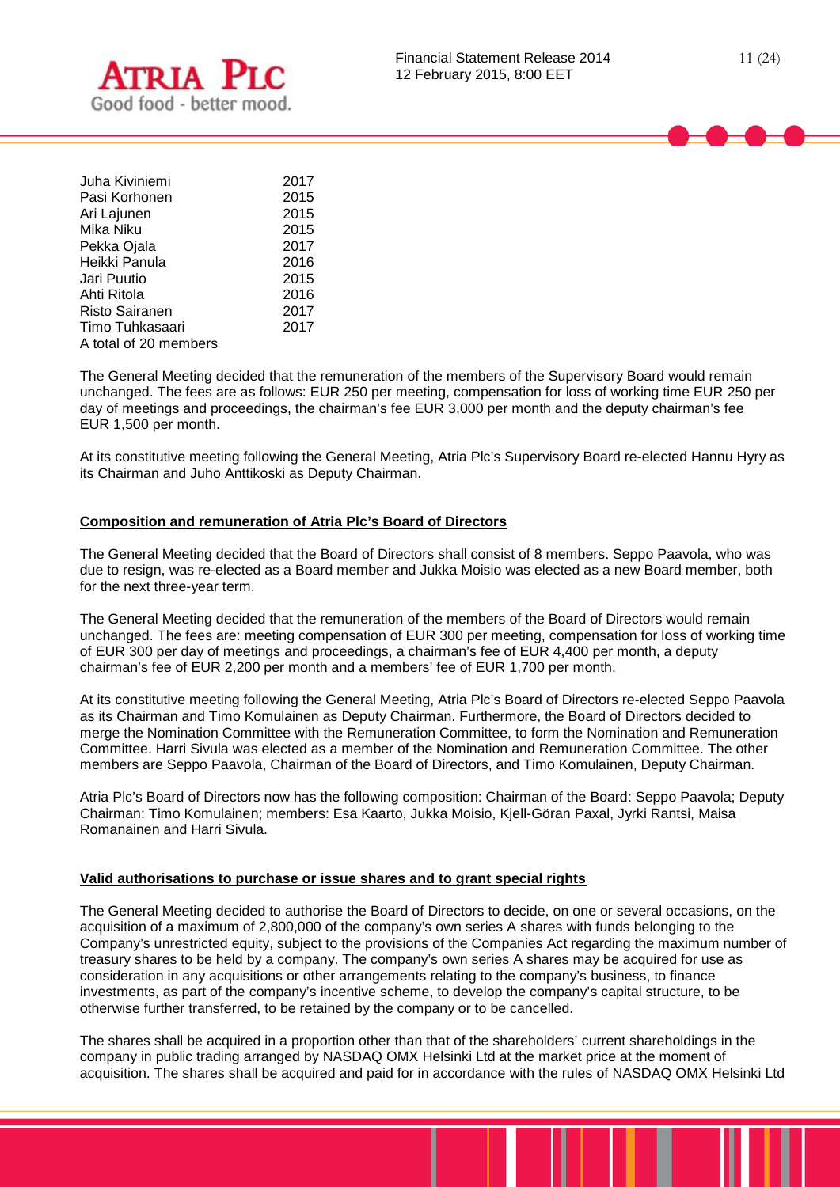| | |
|---|---|
| Juha Kiviniemi | 2017 |
| Pasi Korhonen | 2015 |
| Ari Lajunen | 2015 |
| Mika Niku | 2015 |
| Pekka Ojala | 2017 |
| Heikki Panula | 2016 |
| Jari Puutio | 2015 |
| Ahti Ritola | 2016 |
| Risto Sairanen | 2017 |
| Timo Tuhkasaari | 2017 |
| A total of 20 members | |

The General Meeting decided that the remuneration of the members of the Supervisory Board would remain unchanged. The fees are as follows: EUR 250 per meeting, compensation for loss of working time EUR 250 per day of meetings and proceedings, the chairman's fee EUR 3,000 per month and the deputy chairman's fee EUR 1,500 per month.

At its constitutive meeting following the General Meeting, Atria Plc's Supervisory Board re-elected Hannu Hyry as its Chairman and Juho Anttikoski as Deputy Chairman.

**Composition and remuneration of Atria Plc's Board of Directors**

The General Meeting decided that the Board of Directors shall consist of 8 members. Seppo Paavola, who was due to resign, was re-elected as a Board member and Jukka Moisio was elected as a new Board member, both for the next three-year term.

The General Meeting decided that the remuneration of the members of the Board of Directors would remain unchanged. The fees are: meeting compensation of EUR 300 per meeting, compensation for loss of working time of EUR 300 per day of meetings and proceedings, a chairman's fee of EUR 4,400 per month, a deputy chairman's fee of EUR 2,200 per month and a members' fee of EUR 1,700 per month.

At its constitutive meeting following the General Meeting, Atria Plc's Board of Directors re-elected Seppo Paavola as its Chairman and Timo Komulainen as Deputy Chairman. Furthermore, the Board of Directors decided to merge the Nomination Committee with the Remuneration Committee, to form the Nomination and Remuneration Committee. Harri Sivula was elected as a member of the Nomination and Remuneration Committee. The other members are Seppo Paavola, Chairman of the Board of Directors, and Timo Komulainen, Deputy Chairman.

Atria Plc's Board of Directors now has the following composition: Chairman of the Board: Seppo Paavola; Deputy Chairman: Timo Komulainen; members: Esa Kaarto, Jukka Moisio, Kjell-Göran Paxal, Jyrki Rantsi, Maisa Romanainen and Harri Sivula.

**Valid authorisations to purchase or issue shares and to grant special rights**

The General Meeting decided to authorise the Board of Directors to decide, on one or several occasions, on the acquisition of a maximum of 2,800,000 of the company's own series A shares with funds belonging to the Company's unrestricted equity, subject to the provisions of the Companies Act regarding the maximum number of treasury shares to be held by a company. The company's own series A shares may be acquired for use as consideration in any acquisitions or other arrangements relating to the company's business, to finance investments, as part of the company's incentive scheme, to develop the company's capital structure, to be otherwise further transferred, to be retained by the company or to be cancelled.

The shares shall be acquired in a proportion other than that of the shareholders' current shareholdings in the company in public trading arranged by NASDAQ OMX Helsinki Ltd at the market price at the moment of acquisition. The shares shall be acquired and paid for in accordance with the rules of NASDAQ OMX Helsinki Ltd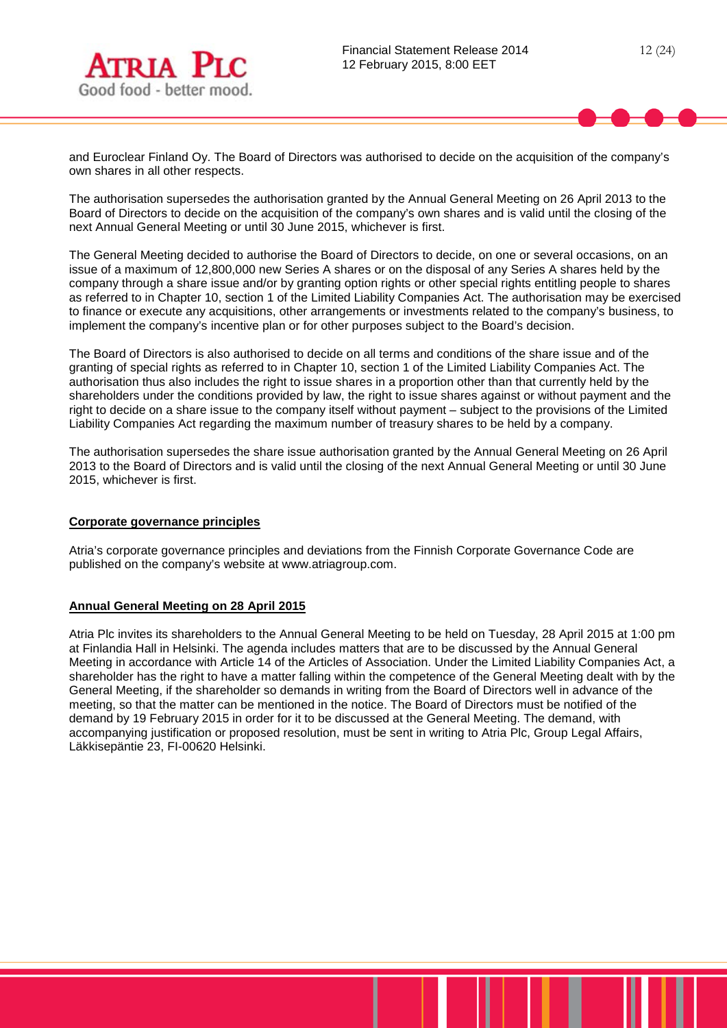and Euroclear Finland Oy. The Board of Directors was authorised to decide on the acquisition of the company's own shares in all other respects.

The authorisation supersedes the authorisation granted by the Annual General Meeting on 26 April 2013 to the Board of Directors to decide on the acquisition of the company's own shares and is valid until the closing of the next Annual General Meeting or until 30 June 2015, whichever is first.

The General Meeting decided to authorise the Board of Directors to decide, on one or several occasions, on an issue of a maximum of 12,800,000 new Series A shares or on the disposal of any Series A shares held by the company through a share issue and/or by granting option rights or other special rights entitling people to shares as referred to in Chapter 10, section 1 of the Limited Liability Companies Act. The authorisation may be exercised to finance or execute any acquisitions, other arrangements or investments related to the company's business, to implement the company's incentive plan or for other purposes subject to the Board's decision.

The Board of Directors is also authorised to decide on all terms and conditions of the share issue and of the granting of special rights as referred to in Chapter 10, section 1 of the Limited Liability Companies Act. The authorisation thus also includes the right to issue shares in a proportion other than that currently held by the shareholders under the conditions provided by law, the right to issue shares against or without payment and the right to decide on a share issue to the company itself without payment – subject to the provisions of the Limited Liability Companies Act regarding the maximum number of treasury shares to be held by a company.

The authorisation supersedes the share issue authorisation granted by the Annual General Meeting on 26 April 2013 to the Board of Directors and is valid until the closing of the next Annual General Meeting or until 30 June 2015, whichever is first.

## Corporate governance principles

Atria's corporate governance principles and deviations from the Finnish Corporate Governance Code are published on the company's website at www.atriagroup.com.

## Annual General Meeting on 28 April 2015

Atria Plc invites its shareholders to the Annual General Meeting to be held on Tuesday, 28 April 2015 at 1:00 pm at Finlandia Hall in Helsinki. The agenda includes matters that are to be discussed by the Annual General Meeting in accordance with Article 14 of the Articles of Association. Under the Limited Liability Companies Act, a shareholder has the right to have a matter falling within the competence of the General Meeting dealt with by the General Meeting, if the shareholder so demands in writing from the Board of Directors well in advance of the meeting, so that the matter can be mentioned in the notice. The Board of Directors must be notified of the demand by 19 February 2015 in order for it to be discussed at the General Meeting. The demand, with accompanying justification or proposed resolution, must be sent in writing to Atria Plc, Group Legal Affairs, Läkkisepäntie 23, FI-00620 Helsinki.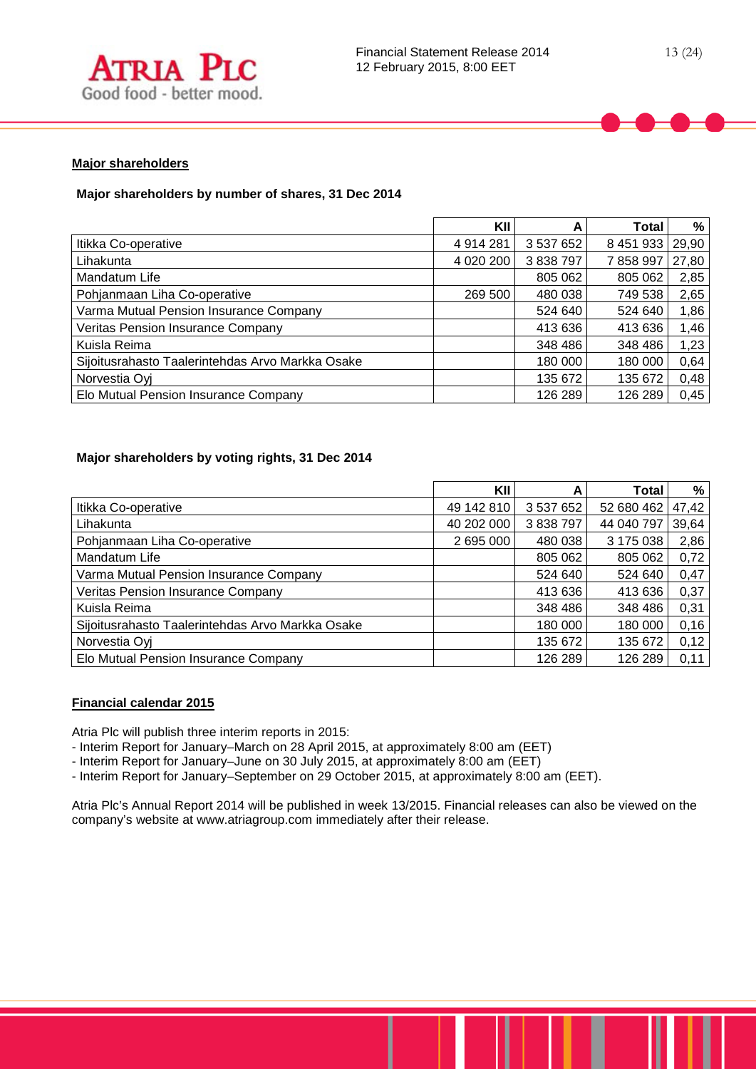## Major shareholders

### Major shareholders by number of shares, 31 Dec 2014

| | KII | A | Total | % |
|---|---|---|---|---|
| Itikka Co-operative | 4 914 281 | 3 537 652 | 8 451 933 | 29,90 |
| Lihakunta | 4 020 200 | 3 838 797 | 7 858 997 | 27,80 |
| Mandatum Life | | 805 062 | 805 062 | 2,85 |
| Pohjanmaan Liha Co-operative | 269 500 | 480 038 | 749 538 | 2,65 |
| Varma Mutual Pension Insurance Company | | 524 640 | 524 640 | 1,86 |
| Veritas Pension Insurance Company | | 413 636 | 413 636 | 1,46 |
| Kuisla Reima | | 348 486 | 348 486 | 1,23 |
| Sijoitusrahasto Taalerintehdas Arvo Markka Osake | | 180 000 | 180 000 | 0,64 |
| Norvestia Oyj | | 135 672 | 135 672 | 0,48 |
| Elo Mutual Pension Insurance Company | | 126 289 | 126 289 | 0,45 |

### Major shareholders by voting rights, 31 Dec 2014

| | KII | A | Total | % |
|---|---|---|---|---|
| Itikka Co-operative | 49 142 810 | 3 537 652 | 52 680 462 | 47,42 |
| Lihakunta | 40 202 000 | 3 838 797 | 44 040 797 | 39,64 |
| Pohjanmaan Liha Co-operative | 2 695 000 | 480 038 | 3 175 038 | 2,86 |
| Mandatum Life | | 805 062 | 805 062 | 0,72 |
| Varma Mutual Pension Insurance Company | | 524 640 | 524 640 | 0,47 |
| Veritas Pension Insurance Company | | 413 636 | 413 636 | 0,37 |
| Kuisla Reima | | 348 486 | 348 486 | 0,31 |
| Sijoitusrahasto Taalerintehdas Arvo Markka Osake | | 180 000 | 180 000 | 0,16 |
| Norvestia Oyj | | 135 672 | 135 672 | 0,12 |
| Elo Mutual Pension Insurance Company | | 126 289 | 126 289 | 0,11 |

## Financial calendar 2015

Atria Plc will publish three interim reports in 2015:
- Interim Report for January–March on 28 April 2015, at approximately 8:00 am (EET)
- Interim Report for January–June on 30 July 2015, at approximately 8:00 am (EET)
- Interim Report for January–September on 29 October 2015, at approximately 8:00 am (EET).

Atria Plc's Annual Report 2014 will be published in week 13/2015. Financial releases can also be viewed on the company's website at www.atriagroup.com immediately after their release.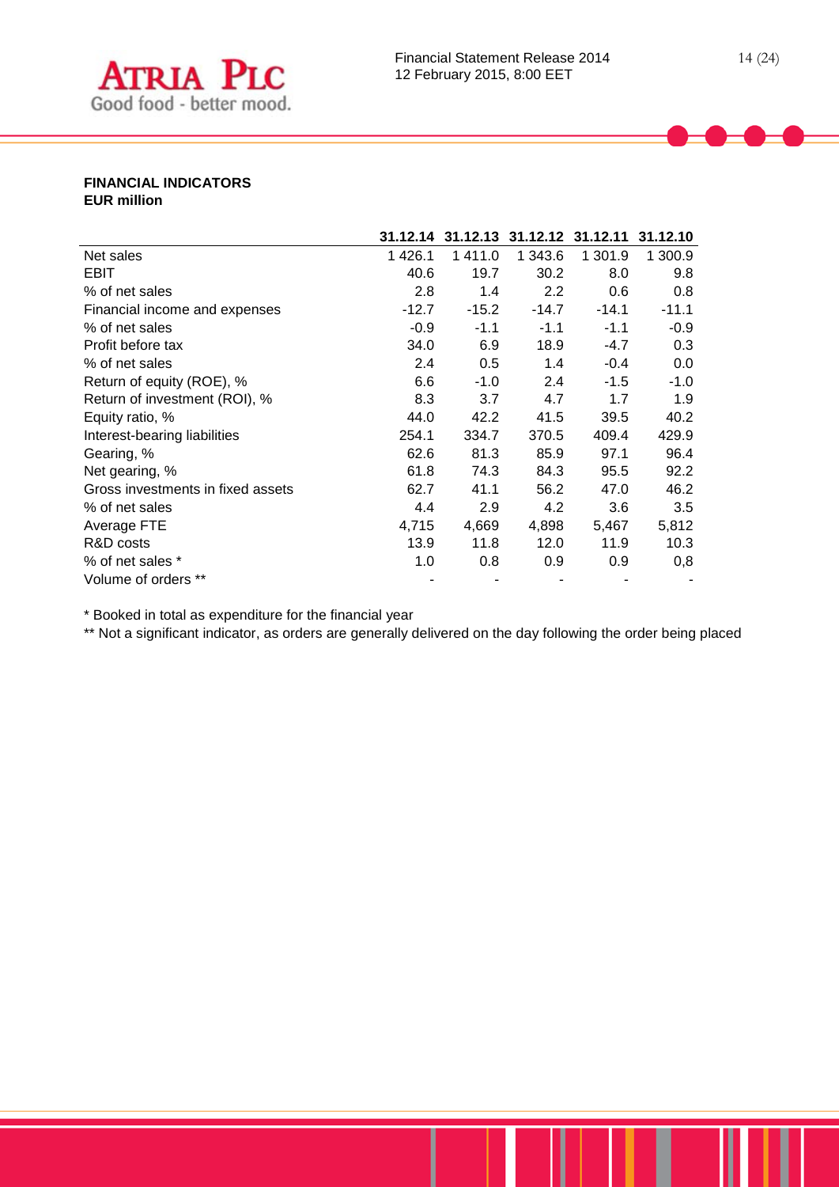**FINANCIAL INDICATORS**
**EUR million**

| | 31.12.14 | 31.12.13 | 31.12.12 | 31.12.11 | 31.12.10 |
|---|---|---|---|---|---|
| Net sales | 1 426.1 | 1 411.0 | 1 343.6 | 1 301.9 | 1 300.9 |
| EBIT | 40.6 | 19.7 | 30.2 | 8.0 | 9.8 |
| % of net sales | 2.8 | 1.4 | 2.2 | 0.6 | 0.8 |
| Financial income and expenses | -12.7 | -15.2 | -14.7 | -14.1 | -11.1 |
| % of net sales | -0.9 | -1.1 | -1.1 | -1.1 | -0.9 |
| Profit before tax | 34.0 | 6.9 | 18.9 | -4.7 | 0.3 |
| % of net sales | 2.4 | 0.5 | 1.4 | -0.4 | 0.0 |
| Return of equity (ROE), % | 6.6 | -1.0 | 2.4 | -1.5 | -1.0 |
| Return of investment (ROI), % | 8.3 | 3.7 | 4.7 | 1.7 | 1.9 |
| Equity ratio, % | 44.0 | 42.2 | 41.5 | 39.5 | 40.2 |
| Interest-bearing liabilities | 254.1 | 334.7 | 370.5 | 409.4 | 429.9 |
| Gearing, % | 62.6 | 81.3 | 85.9 | 97.1 | 96.4 |
| Net gearing, % | 61.8 | 74.3 | 84.3 | 95.5 | 92.2 |
| Gross investments in fixed assets | 62.7 | 41.1 | 56.2 | 47.0 | 46.2 |
| % of net sales | 4.4 | 2.9 | 4.2 | 3.6 | 3.5 |
| Average FTE | 4,715 | 4,669 | 4,898 | 5,467 | 5,812 |
| R&D costs | 13.9 | 11.8 | 12.0 | 11.9 | 10.3 |
| % of net sales * | 1.0 | 0.8 | 0.9 | 0.9 | 0,8 |
| Volume of orders ** | - | - | - | - | - |

* Booked in total as expenditure for the financial year

** Not a significant indicator, as orders are generally delivered on the day following the order being placed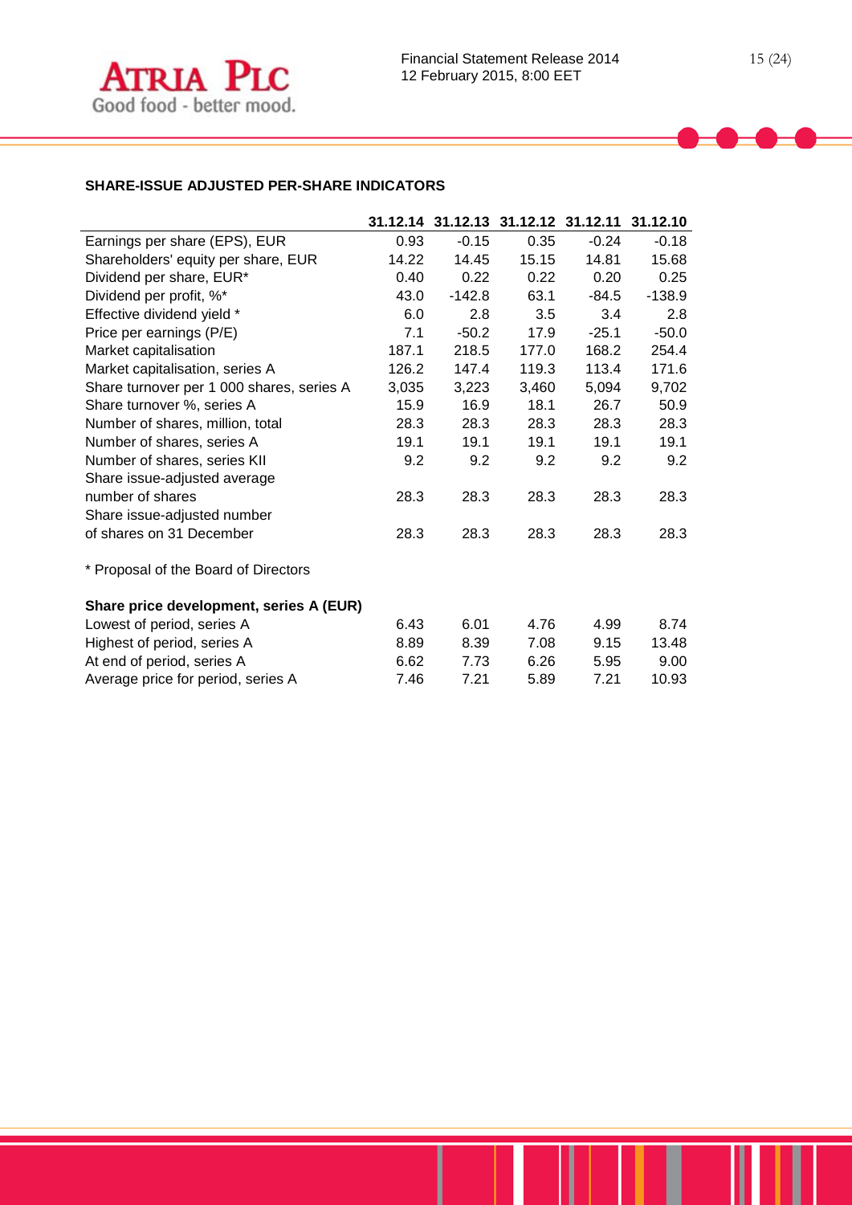## SHARE-ISSUE ADJUSTED PER-SHARE INDICATORS

| | 31.12.14 | 31.12.13 | 31.12.12 | 31.12.11 | 31.12.10 |
|---|---|---|---|---|---|
| Earnings per share (EPS), EUR | 0.93 | -0.15 | 0.35 | -0.24 | -0.18 |
| Shareholders' equity per share, EUR | 14.22 | 14.45 | 15.15 | 14.81 | 15.68 |
| Dividend per share, EUR* | 0.40 | 0.22 | 0.22 | 0.20 | 0.25 |
| Dividend per profit, %* | 43.0 | -142.8 | 63.1 | -84.5 | -138.9 |
| Effective dividend yield * | 6.0 | 2.8 | 3.5 | 3.4 | 2.8 |
| Price per earnings (P/E) | 7.1 | -50.2 | 17.9 | -25.1 | -50.0 |
| Market capitalisation | 187.1 | 218.5 | 177.0 | 168.2 | 254.4 |
| Market capitalisation, series A | 126.2 | 147.4 | 119.3 | 113.4 | 171.6 |
| Share turnover per 1 000 shares, series A | 3,035 | 3,223 | 3,460 | 5,094 | 9,702 |
| Share turnover %, series A | 15.9 | 16.9 | 18.1 | 26.7 | 50.9 |
| Number of shares, million, total | 28.3 | 28.3 | 28.3 | 28.3 | 28.3 |
| Number of shares, series A | 19.1 | 19.1 | 19.1 | 19.1 | 19.1 |
| Number of shares, series KII | 9.2 | 9.2 | 9.2 | 9.2 | 9.2 |
| Share issue-adjusted average number of shares | 28.3 | 28.3 | 28.3 | 28.3 | 28.3 |
| Share issue-adjusted number of shares on 31 December | 28.3 | 28.3 | 28.3 | 28.3 | 28.3 |

* Proposal of the Board of Directors

**Share price development, series A (EUR)**

| | 31.12.14 | 31.12.13 | 31.12.12 | 31.12.11 | 31.12.10 |
|---|---|---|---|---|---|
| Lowest of period, series A | 6.43 | 6.01 | 4.76 | 4.99 | 8.74 |
| Highest of period, series A | 8.89 | 8.39 | 7.08 | 9.15 | 13.48 |
| At end of period, series A | 6.62 | 7.73 | 6.26 | 5.95 | 9.00 |
| Average price for period, series A | 7.46 | 7.21 | 5.89 | 7.21 | 10.93 |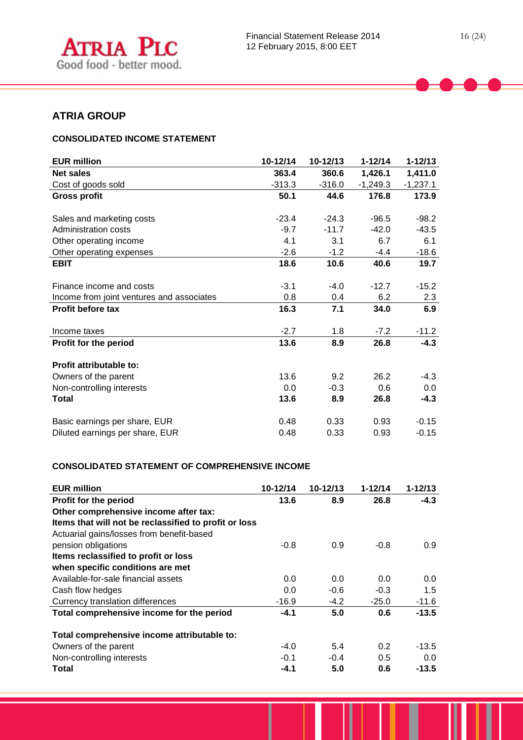## ATRIA GROUP

### CONSOLIDATED INCOME STATEMENT

| EUR million | 10-12/14 | 10-12/13 | 1-12/14 | 1-12/13 |
|---|---|---|---|---|
| **Net sales** | **363.4** | **360.6** | **1,426.1** | **1,411.0** |
| Cost of goods sold | -313.3 | -316.0 | -1,249.3 | -1,237.1 |
| **Gross profit** | **50.1** | **44.6** | **176.8** | **173.9** |
| | | | | |
| Sales and marketing costs | -23.4 | -24.3 | -96.5 | -98.2 |
| Administration costs | -9.7 | -11.7 | -42.0 | -43.5 |
| Other operating income | 4.1 | 3.1 | 6.7 | 6.1 |
| Other operating expenses | -2.6 | -1.2 | -4.4 | -18.6 |
| **EBIT** | **18.6** | **10.6** | **40.6** | **19.7** |
| | | | | |
| Finance income and costs | -3.1 | -4.0 | -12.7 | -15.2 |
| Income from joint ventures and associates | 0.8 | 0.4 | 6.2 | 2.3 |
| **Profit before tax** | **16.3** | **7.1** | **34.0** | **6.9** |
| | | | | |
| Income taxes | -2.7 | 1.8 | -7.2 | -11.2 |
| **Profit for the period** | **13.6** | **8.9** | **26.8** | **-4.3** |
| | | | | |
| **Profit attributable to:** | | | | |
| Owners of the parent | 13.6 | 9.2 | 26.2 | -4.3 |
| Non-controlling interests | 0.0 | -0.3 | 0.6 | 0.0 |
| **Total** | **13.6** | **8.9** | **26.8** | **-4.3** |
| | | | | |
| Basic earnings per share, EUR | 0.48 | 0.33 | 0.93 | -0.15 |
| Diluted earnings per share, EUR | 0.48 | 0.33 | 0.93 | -0.15 |

### CONSOLIDATED STATEMENT OF COMPREHENSIVE INCOME

| EUR million | 10-12/14 | 10-12/13 | 1-12/14 | 1-12/13 |
|---|---|---|---|---|
| **Profit for the period** | **13.6** | **8.9** | **26.8** | **-4.3** |
| **Other comprehensive income after tax:** | | | | |
| **Items that will not be reclassified to profit or loss** | | | | |
| Actuarial gains/losses from benefit-based pension obligations | -0.8 | 0.9 | -0.8 | 0.9 |
| **Items reclassified to profit or loss when specific conditions are met** | | | | |
| Available-for-sale financial assets | 0.0 | 0.0 | 0.0 | 0.0 |
| Cash flow hedges | 0.0 | -0.6 | -0.3 | 1.5 |
| Currency translation differences | -16.9 | -4.2 | -25.0 | -11.6 |
| **Total comprehensive income for the period** | **-4.1** | **5.0** | **0.6** | **-13.5** |
| | | | | |
| **Total comprehensive income attributable to:** | | | | |
| Owners of the parent | -4.0 | 5.4 | 0.2 | -13.5 |
| Non-controlling interests | -0.1 | -0.4 | 0.5 | 0.0 |
| **Total** | **-4.1** | **5.0** | **0.6** | **-13.5** |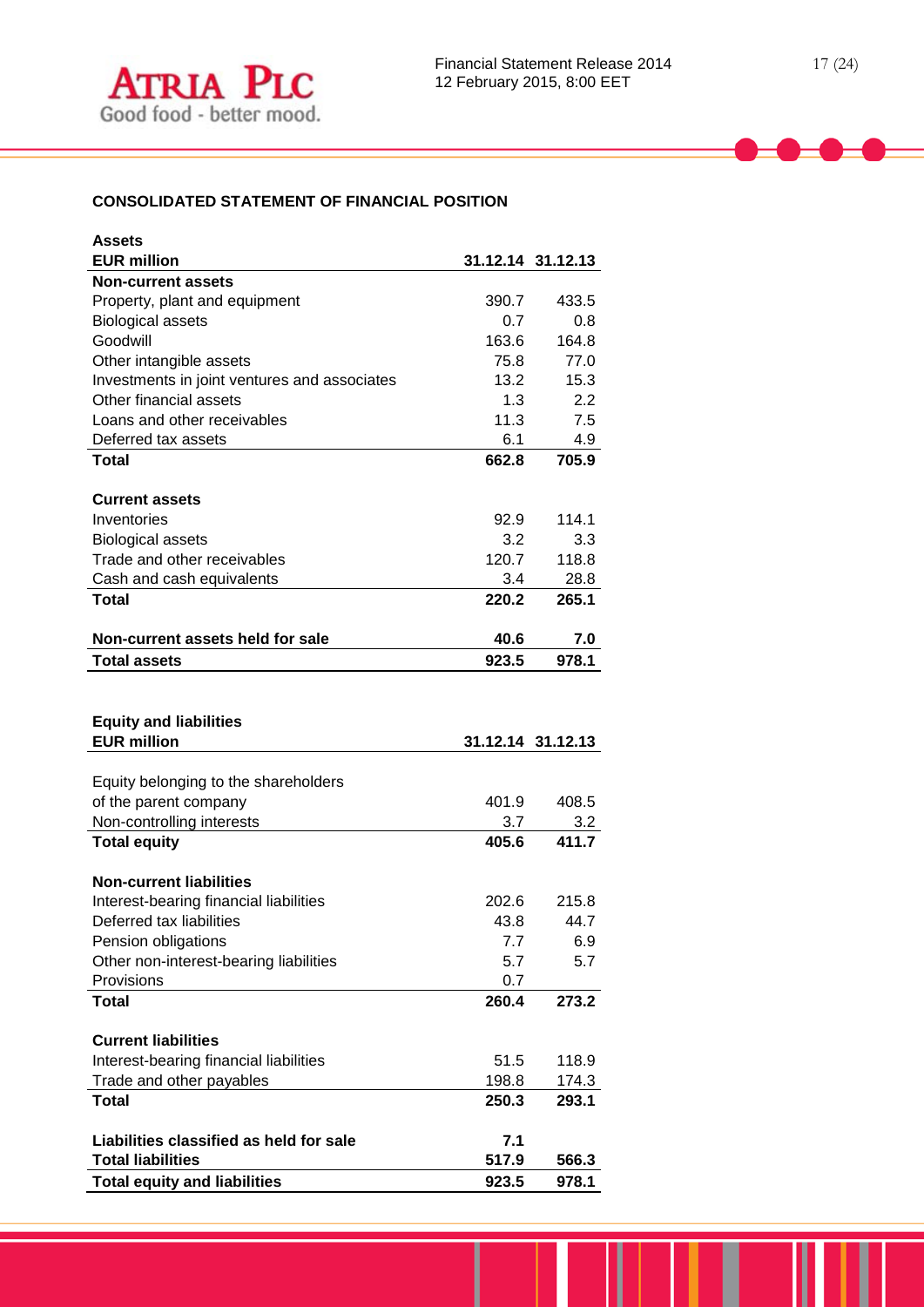## CONSOLIDATED STATEMENT OF FINANCIAL POSITION

**Assets**

| EUR million | 31.12.14 | 31.12.13 |
|---|---|---|
| **Non-current assets** | | |
| Property, plant and equipment | 390.7 | 433.5 |
| Biological assets | 0.7 | 0.8 |
| Goodwill | 163.6 | 164.8 |
| Other intangible assets | 75.8 | 77.0 |
| Investments in joint ventures and associates | 13.2 | 15.3 |
| Other financial assets | 1.3 | 2.2 |
| Loans and other receivables | 11.3 | 7.5 |
| Deferred tax assets | 6.1 | 4.9 |
| **Total** | **662.8** | **705.9** |
| | | |
| **Current assets** | | |
| Inventories | 92.9 | 114.1 |
| Biological assets | 3.2 | 3.3 |
| Trade and other receivables | 120.7 | 118.8 |
| Cash and cash equivalents | 3.4 | 28.8 |
| **Total** | **220.2** | **265.1** |
| | | |
| **Non-current assets held for sale** | **40.6** | **7.0** |
| **Total assets** | **923.5** | **978.1** |

**Equity and liabilities**

| EUR million | 31.12.14 | 31.12.13 |
|---|---|---|
| Equity belonging to the shareholders of the parent company | 401.9 | 408.5 |
| Non-controlling interests | 3.7 | 3.2 |
| **Total equity** | **405.6** | **411.7** |
| | | |
| **Non-current liabilities** | | |
| Interest-bearing financial liabilities | 202.6 | 215.8 |
| Deferred tax liabilities | 43.8 | 44.7 |
| Pension obligations | 7.7 | 6.9 |
| Other non-interest-bearing liabilities | 5.7 | 5.7 |
| Provisions | 0.7 | |
| **Total** | **260.4** | **273.2** |
| | | |
| **Current liabilities** | | |
| Interest-bearing financial liabilities | 51.5 | 118.9 |
| Trade and other payables | 198.8 | 174.3 |
| **Total** | **250.3** | **293.1** |
| | | |
| **Liabilities classified as held for sale** | **7.1** | |
| **Total liabilities** | **517.9** | **566.3** |
| **Total equity and liabilities** | **923.5** | **978.1** |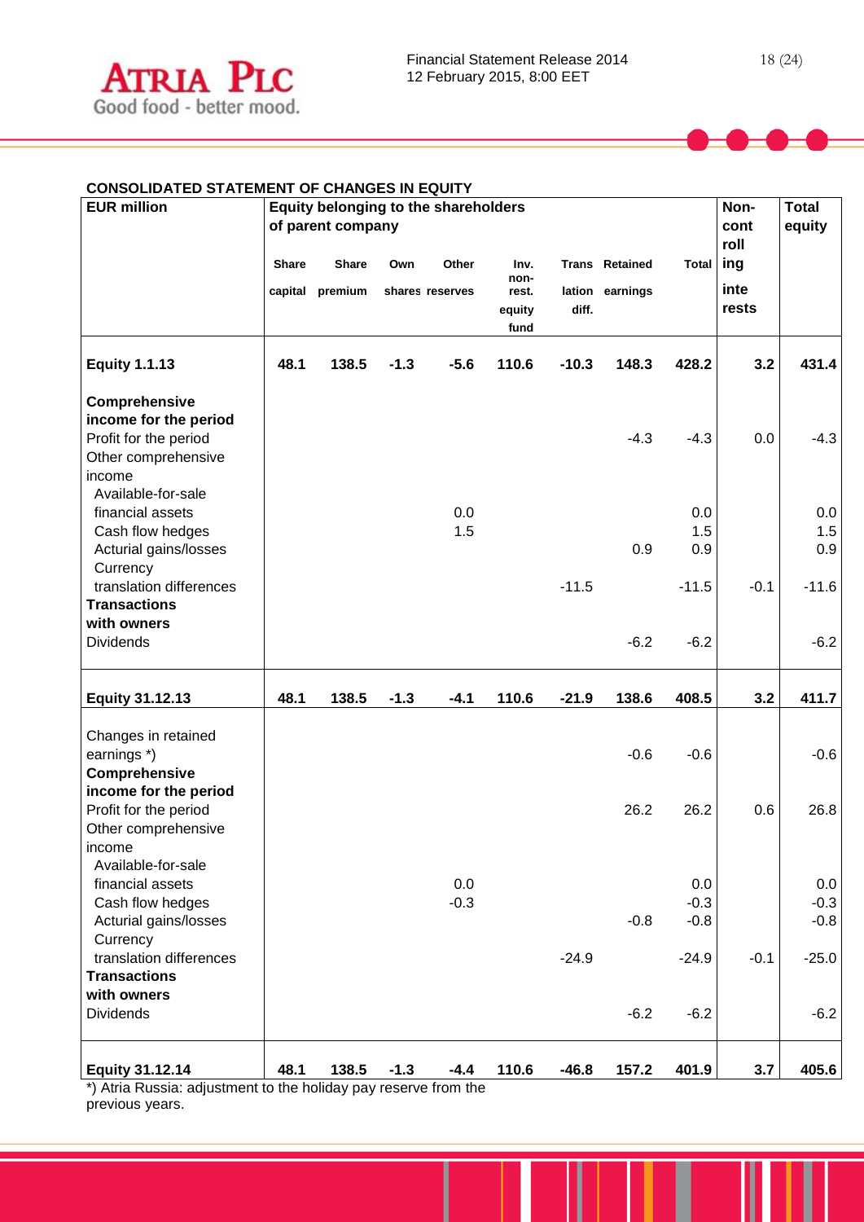## CONSOLIDATED STATEMENT OF CHANGES IN EQUITY

| EUR million | Equity belonging to the shareholders of parent company | | | | | | | | Non-controlling interests | Total equity |
|---|---|---|---|---|---|---|---|---|---|---|
| | Share capital | Share premium | Own shares | Other reserves | Inv. non-rest. equity fund | Translation diff. | Retained earnings | Total | | |
| **Equity 1.1.13** | **48.1** | **138.5** | **-1.3** | **-5.6** | **110.6** | **-10.3** | **148.3** | **428.2** | **3.2** | **431.4** |
| **Comprehensive income for the period** | | | | | | | | | | |
| Profit for the period | | | | | | | -4.3 | -4.3 | 0.0 | -4.3 |
| Other comprehensive income | | | | | | | | | | |
| Available-for-sale financial assets | | | | 0.0 | | | | 0.0 | | 0.0 |
| Cash flow hedges | | | | 1.5 | | | | 1.5 | | 1.5 |
| Acturial gains/losses | | | | | | | 0.9 | 0.9 | | 0.9 |
| Currency translation differences | | | | | | -11.5 | | -11.5 | -0.1 | -11.6 |
| **Transactions with owners** | | | | | | | | | | |
| Dividends | | | | | | | -6.2 | -6.2 | | -6.2 |
| **Equity 31.12.13** | **48.1** | **138.5** | **-1.3** | **-4.1** | **110.6** | **-21.9** | **138.6** | **408.5** | **3.2** | **411.7** |
| Changes in retained earnings *) | | | | | | | -0.6 | -0.6 | | -0.6 |
| **Comprehensive income for the period** | | | | | | | | | | |
| Profit for the period | | | | | | | 26.2 | 26.2 | 0.6 | 26.8 |
| Other comprehensive income | | | | | | | | | | |
| Available-for-sale financial assets | | | | 0.0 | | | | 0.0 | | 0.0 |
| Cash flow hedges | | | | -0.3 | | | | -0.3 | | -0.3 |
| Acturial gains/losses | | | | | | | -0.8 | -0.8 | | -0.8 |
| Currency translation differences | | | | | | -24.9 | | -24.9 | -0.1 | -25.0 |
| **Transactions with owners** | | | | | | | | | | |
| Dividends | | | | | | | -6.2 | -6.2 | | -6.2 |
| **Equity 31.12.14** | **48.1** | **138.5** | **-1.3** | **-4.4** | **110.6** | **-46.8** | **157.2** | **401.9** | **3.7** | **405.6** |

*) Atria Russia: adjustment to the holiday pay reserve from the previous years.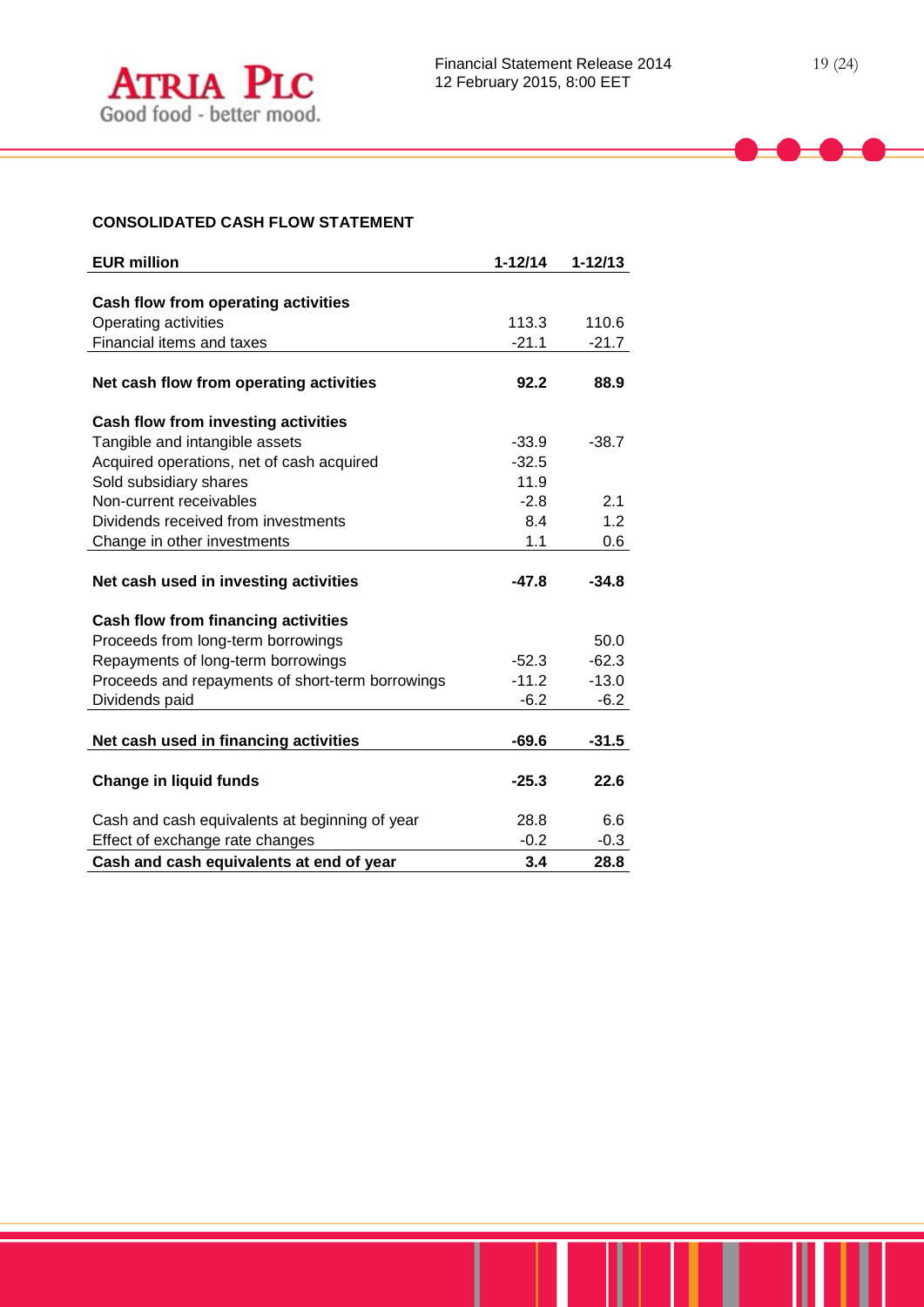## CONSOLIDATED CASH FLOW STATEMENT

| EUR million | 1-12/14 | 1-12/13 |
|---|---|---|
| **Cash flow from operating activities** | | |
| Operating activities | 113.3 | 110.6 |
| Financial items and taxes | -21.1 | -21.7 |
| **Net cash flow from operating activities** | **92.2** | **88.9** |
| **Cash flow from investing activities** | | |
| Tangible and intangible assets | -33.9 | -38.7 |
| Acquired operations, net of cash acquired | -32.5 | |
| Sold subsidiary shares | 11.9 | |
| Non-current receivables | -2.8 | 2.1 |
| Dividends received from investments | 8.4 | 1.2 |
| Change in other investments | 1.1 | 0.6 |
| **Net cash used in investing activities** | **-47.8** | **-34.8** |
| **Cash flow from financing activities** | | |
| Proceeds from long-term borrowings | | 50.0 |
| Repayments of long-term borrowings | -52.3 | -62.3 |
| Proceeds and repayments of short-term borrowings | -11.2 | -13.0 |
| Dividends paid | -6.2 | -6.2 |
| **Net cash used in financing activities** | **-69.6** | **-31.5** |
| **Change in liquid funds** | **-25.3** | **22.6** |
| Cash and cash equivalents at beginning of year | 28.8 | 6.6 |
| Effect of exchange rate changes | -0.2 | -0.3 |
| **Cash and cash equivalents at end of year** | **3.4** | **28.8** |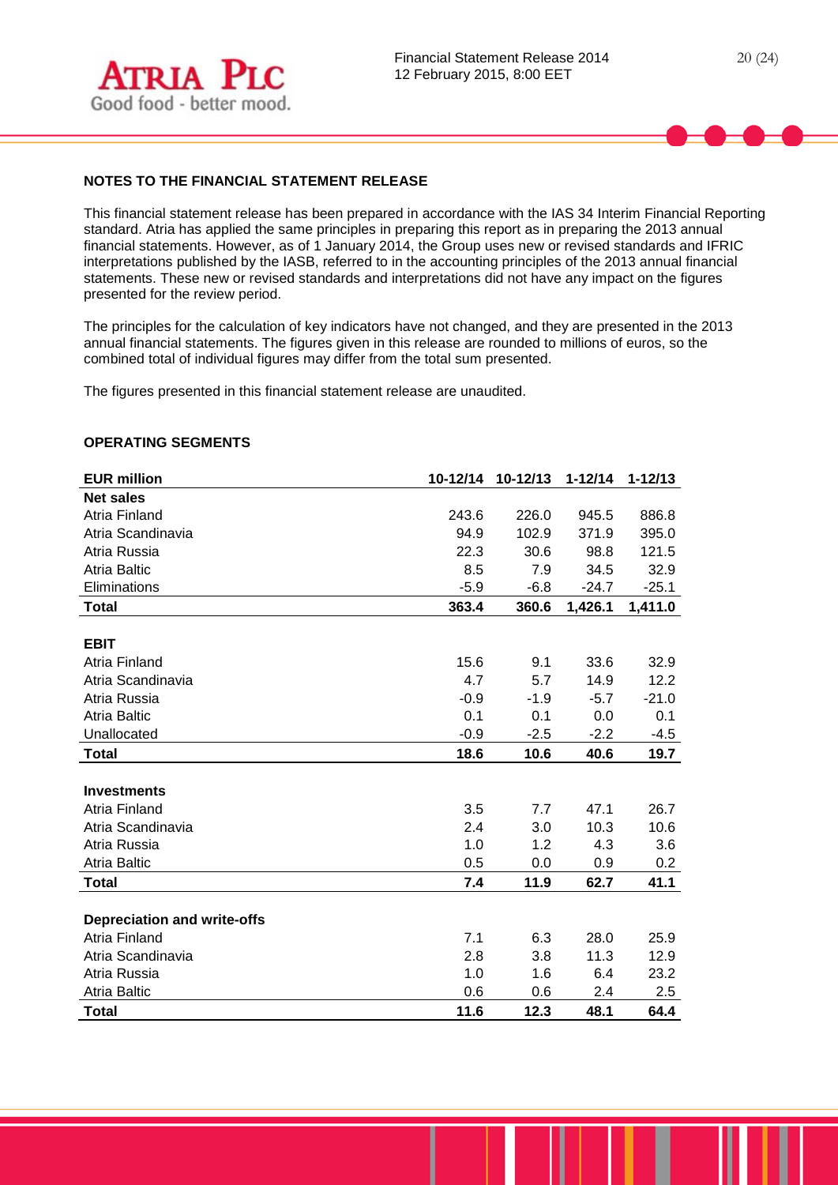## NOTES TO THE FINANCIAL STATEMENT RELEASE

This financial statement release has been prepared in accordance with the IAS 34 Interim Financial Reporting standard. Atria has applied the same principles in preparing this report as in preparing the 2013 annual financial statements. However, as of 1 January 2014, the Group uses new or revised standards and IFRIC interpretations published by the IASB, referred to in the accounting principles of the 2013 annual financial statements. These new or revised standards and interpretations did not have any impact on the figures presented for the review period.

The principles for the calculation of key indicators have not changed, and they are presented in the 2013 annual financial statements. The figures given in this release are rounded to millions of euros, so the combined total of individual figures may differ from the total sum presented.

The figures presented in this financial statement release are unaudited.

## OPERATING SEGMENTS

| EUR million | 10-12/14 | 10-12/13 | 1-12/14 | 1-12/13 |
|---|---|---|---|---|
| **Net sales** | | | | |
| Atria Finland | 243.6 | 226.0 | 945.5 | 886.8 |
| Atria Scandinavia | 94.9 | 102.9 | 371.9 | 395.0 |
| Atria Russia | 22.3 | 30.6 | 98.8 | 121.5 |
| Atria Baltic | 8.5 | 7.9 | 34.5 | 32.9 |
| Eliminations | -5.9 | -6.8 | -24.7 | -25.1 |
| **Total** | **363.4** | **360.6** | **1,426.1** | **1,411.0** |
| | | | | |
| **EBIT** | | | | |
| Atria Finland | 15.6 | 9.1 | 33.6 | 32.9 |
| Atria Scandinavia | 4.7 | 5.7 | 14.9 | 12.2 |
| Atria Russia | -0.9 | -1.9 | -5.7 | -21.0 |
| Atria Baltic | 0.1 | 0.1 | 0.0 | 0.1 |
| Unallocated | -0.9 | -2.5 | -2.2 | -4.5 |
| **Total** | **18.6** | **10.6** | **40.6** | **19.7** |
| | | | | |
| **Investments** | | | | |
| Atria Finland | 3.5 | 7.7 | 47.1 | 26.7 |
| Atria Scandinavia | 2.4 | 3.0 | 10.3 | 10.6 |
| Atria Russia | 1.0 | 1.2 | 4.3 | 3.6 |
| Atria Baltic | 0.5 | 0.0 | 0.9 | 0.2 |
| **Total** | **7.4** | **11.9** | **62.7** | **41.1** |
| | | | | |
| **Depreciation and write-offs** | | | | |
| Atria Finland | 7.1 | 6.3 | 28.0 | 25.9 |
| Atria Scandinavia | 2.8 | 3.8 | 11.3 | 12.9 |
| Atria Russia | 1.0 | 1.6 | 6.4 | 23.2 |
| Atria Baltic | 0.6 | 0.6 | 2.4 | 2.5 |
| **Total** | **11.6** | **12.3** | **48.1** | **64.4** |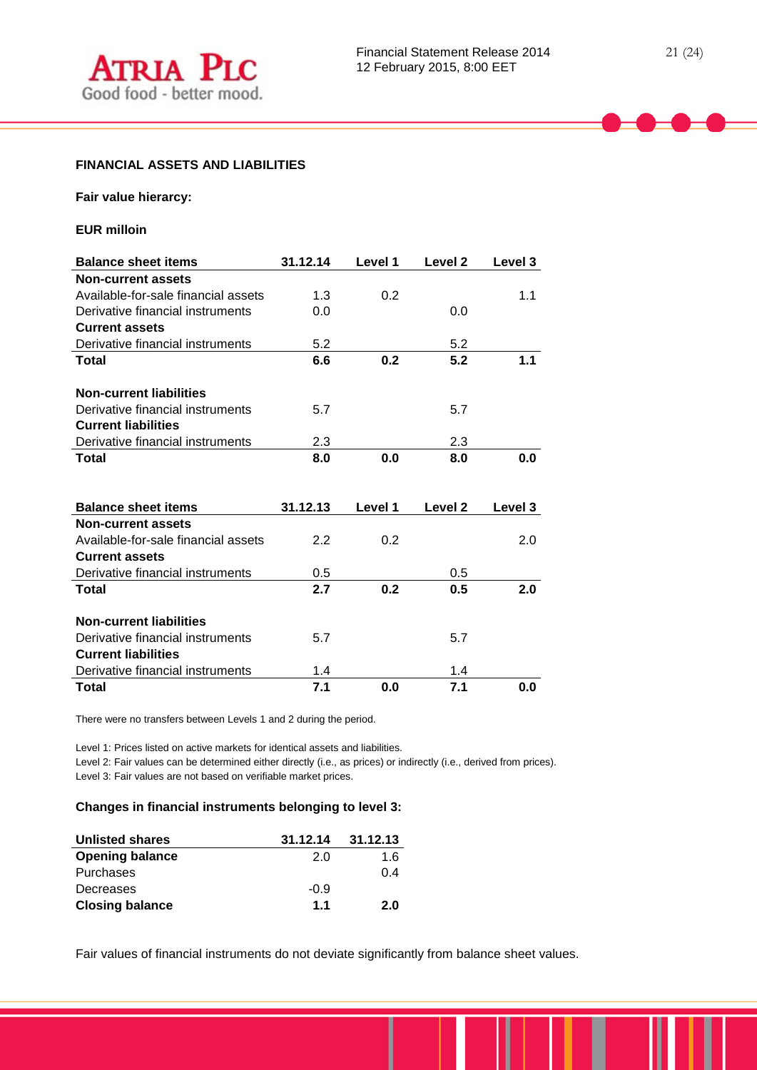**FINANCIAL ASSETS AND LIABILITIES**

**Fair value hierarcy:**

**EUR milloin**

| Balance sheet items | 31.12.14 | Level 1 | Level 2 | Level 3 |
|---|---|---|---|---|
| **Non-current assets** | | | | |
| Available-for-sale financial assets | 1.3 | 0.2 | | 1.1 |
| Derivative financial instruments | 0.0 | | 0.0 | |
| **Current assets** | | | | |
| Derivative financial instruments | 5.2 | | 5.2 | |
| **Total** | **6.6** | **0.2** | **5.2** | **1.1** |
| | | | | |
| **Non-current liabilities** | | | | |
| Derivative financial instruments | 5.7 | | 5.7 | |
| **Current liabilities** | | | | |
| Derivative financial instruments | 2.3 | | 2.3 | |
| **Total** | **8.0** | **0.0** | **8.0** | **0.0** |

| Balance sheet items | 31.12.13 | Level 1 | Level 2 | Level 3 |
|---|---|---|---|---|
| **Non-current assets** | | | | |
| Available-for-sale financial assets | 2.2 | 0.2 | | 2.0 |
| **Current assets** | | | | |
| Derivative financial instruments | 0.5 | | 0.5 | |
| **Total** | **2.7** | **0.2** | **0.5** | **2.0** |
| | | | | |
| **Non-current liabilities** | | | | |
| Derivative financial instruments | 5.7 | | 5.7 | |
| **Current liabilities** | | | | |
| Derivative financial instruments | 1.4 | | 1.4 | |
| **Total** | **7.1** | **0.0** | **7.1** | **0.0** |

There were no transfers between Levels 1 and 2 during the period.

Level 1: Prices listed on active markets for identical assets and liabilities.
Level 2: Fair values can be determined either directly (i.e., as prices) or indirectly (i.e., derived from prices).
Level 3: Fair values are not based on verifiable market prices.

**Changes in financial instruments belonging to level 3:**

| Unlisted shares | 31.12.14 | 31.12.13 |
|---|---|---|
| **Opening balance** | 2.0 | 1.6 |
| Purchases | | 0.4 |
| Decreases | -0.9 | |
| **Closing balance** | **1.1** | **2.0** |

Fair values of financial instruments do not deviate significantly from balance sheet values.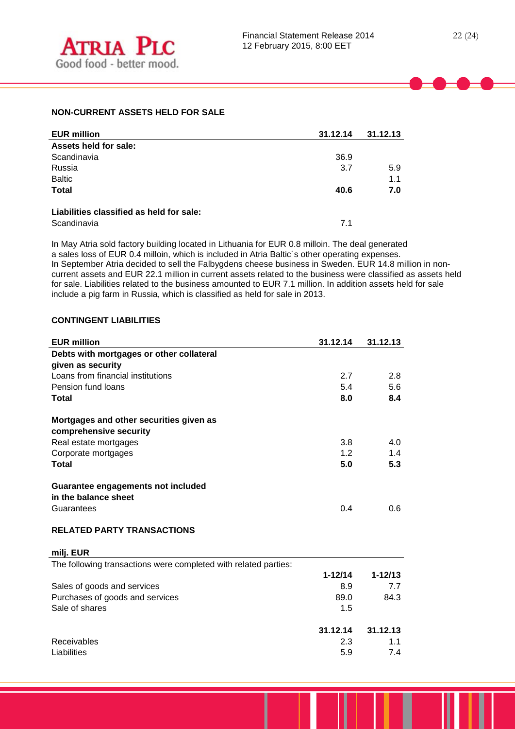## NON-CURRENT ASSETS HELD FOR SALE

| EUR million | 31.12.14 | 31.12.13 |
|---|---|---|
| **Assets held for sale:** | | |
| Scandinavia | 36.9 | |
| Russia | 3.7 | 5.9 |
| Baltic | | 1.1 |
| **Total** | **40.6** | **7.0** |
| | | |
| **Liabilities classified as held for sale:** | | |
| Scandinavia | 7.1 | |

In May Atria sold factory building located in Lithuania for EUR 0.8 milloin. The deal generated a sales loss of EUR 0.4 milloin, which is included in Atria Baltic´s other operating expenses. In September Atria decided to sell the Falbygdens cheese business in Sweden. EUR 14.8 million in non-current assets and EUR 22.1 million in current assets related to the business were classified as assets held for sale. Liabilities related to the business amounted to EUR 7.1 million. In addition assets held for sale include a pig farm in Russia, which is classified as held for sale in 2013.

## CONTINGENT LIABILITIES

| EUR million | 31.12.14 | 31.12.13 |
|---|---|---|
| **Debts with mortgages or other collateral given as security** | | |
| Loans from financial institutions | 2.7 | 2.8 |
| Pension fund loans | 5.4 | 5.6 |
| **Total** | **8.0** | **8.4** |
| | | |
| **Mortgages and other securities given as comprehensive security** | | |
| Real estate mortgages | 3.8 | 4.0 |
| Corporate mortgages | 1.2 | 1.4 |
| **Total** | **5.0** | **5.3** |
| | | |
| **Guarantee engagements not included in the balance sheet** | | |
| Guarantees | 0.4 | 0.6 |

## RELATED PARTY TRANSACTIONS

| milj. EUR | | |
|---|---|---|
| The following transactions were completed with related parties: | | |
| | **1-12/14** | **1-12/13** |
| Sales of goods and services | 8.9 | 7.7 |
| Purchases of goods and services | 89.0 | 84.3 |
| Sale of shares | 1.5 | |
| | | |
| | **31.12.14** | **31.12.13** |
| Receivables | 2.3 | 1.1 |
| Liabilities | 5.9 | 7.4 |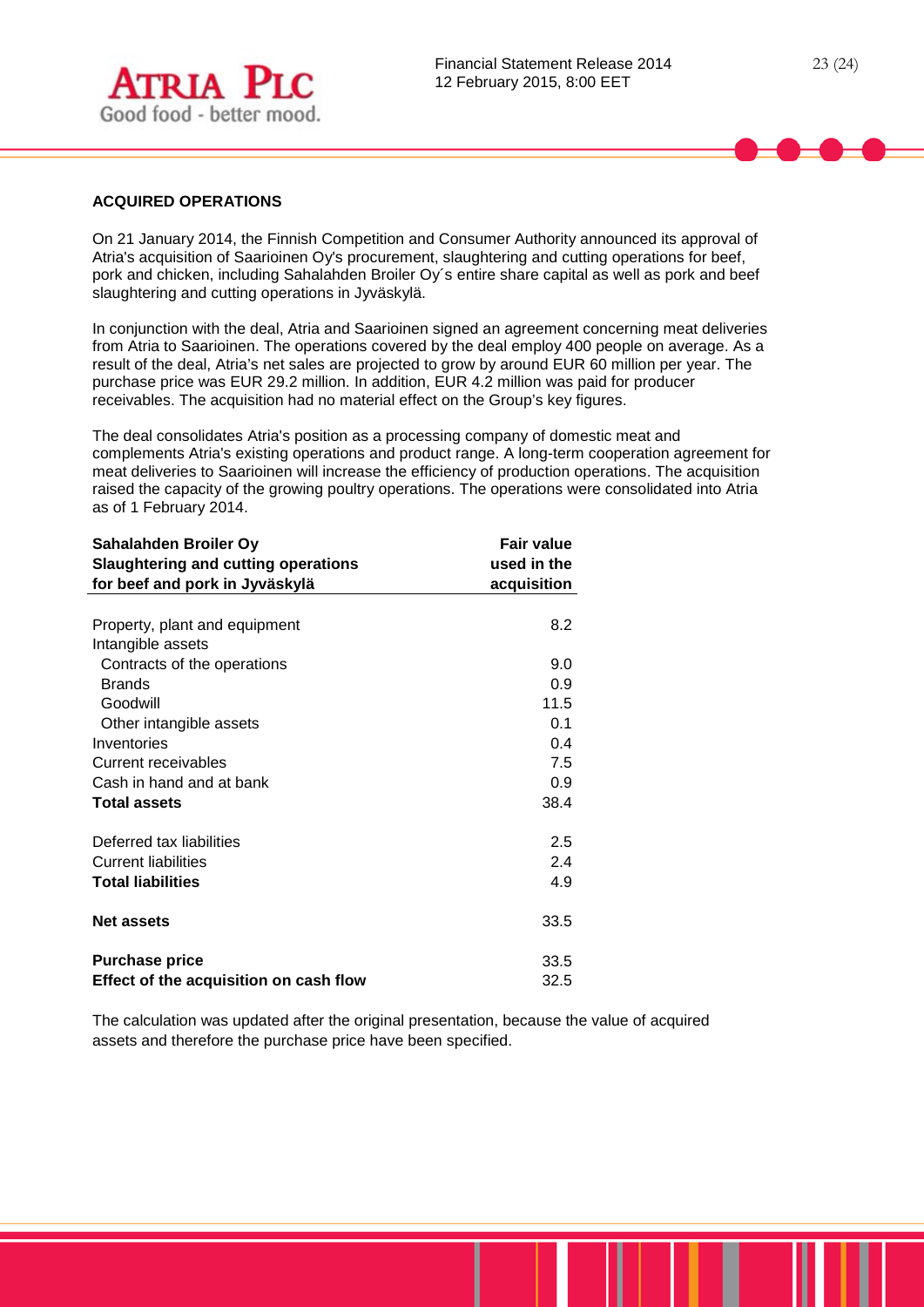## ACQUIRED OPERATIONS

On 21 January 2014, the Finnish Competition and Consumer Authority announced its approval of Atria's acquisition of Saarioinen Oy's procurement, slaughtering and cutting operations for beef, pork and chicken, including Sahalahden Broiler Oy´s entire share capital as well as pork and beef slaughtering and cutting operations in Jyväskylä.

In conjunction with the deal, Atria and Saarioinen signed an agreement concerning meat deliveries from Atria to Saarioinen. The operations covered by the deal employ 400 people on average. As a result of the deal, Atria's net sales are projected to grow by around EUR 60 million per year. The purchase price was EUR 29.2 million. In addition, EUR 4.2 million was paid for producer receivables. The acquisition had no material effect on the Group's key figures.

The deal consolidates Atria's position as a processing company of domestic meat and complements Atria's existing operations and product range. A long-term cooperation agreement for meat deliveries to Saarioinen will increase the efficiency of production operations. The acquisition raised the capacity of the growing poultry operations. The operations were consolidated into Atria as of 1 February 2014.

| **Sahalahden Broiler Oy Slaughtering and cutting operations for beef and pork in Jyväskylä** | **Fair value used in the acquisition** |
|---|---|
| Property, plant and equipment | 8.2 |
| Intangible assets | |
| Contracts of the operations | 9.0 |
| Brands | 0.9 |
| Goodwill | 11.5 |
| Other intangible assets | 0.1 |
| Inventories | 0.4 |
| Current receivables | 7.5 |
| Cash in hand and at bank | 0.9 |
| **Total assets** | 38.4 |
| Deferred tax liabilities | 2.5 |
| Current liabilities | 2.4 |
| **Total liabilities** | 4.9 |
| **Net assets** | 33.5 |
| **Purchase price** | 33.5 |
| **Effect of the acquisition on cash flow** | 32.5 |

The calculation was updated after the original presentation, because the value of acquired assets and therefore the purchase price have been specified.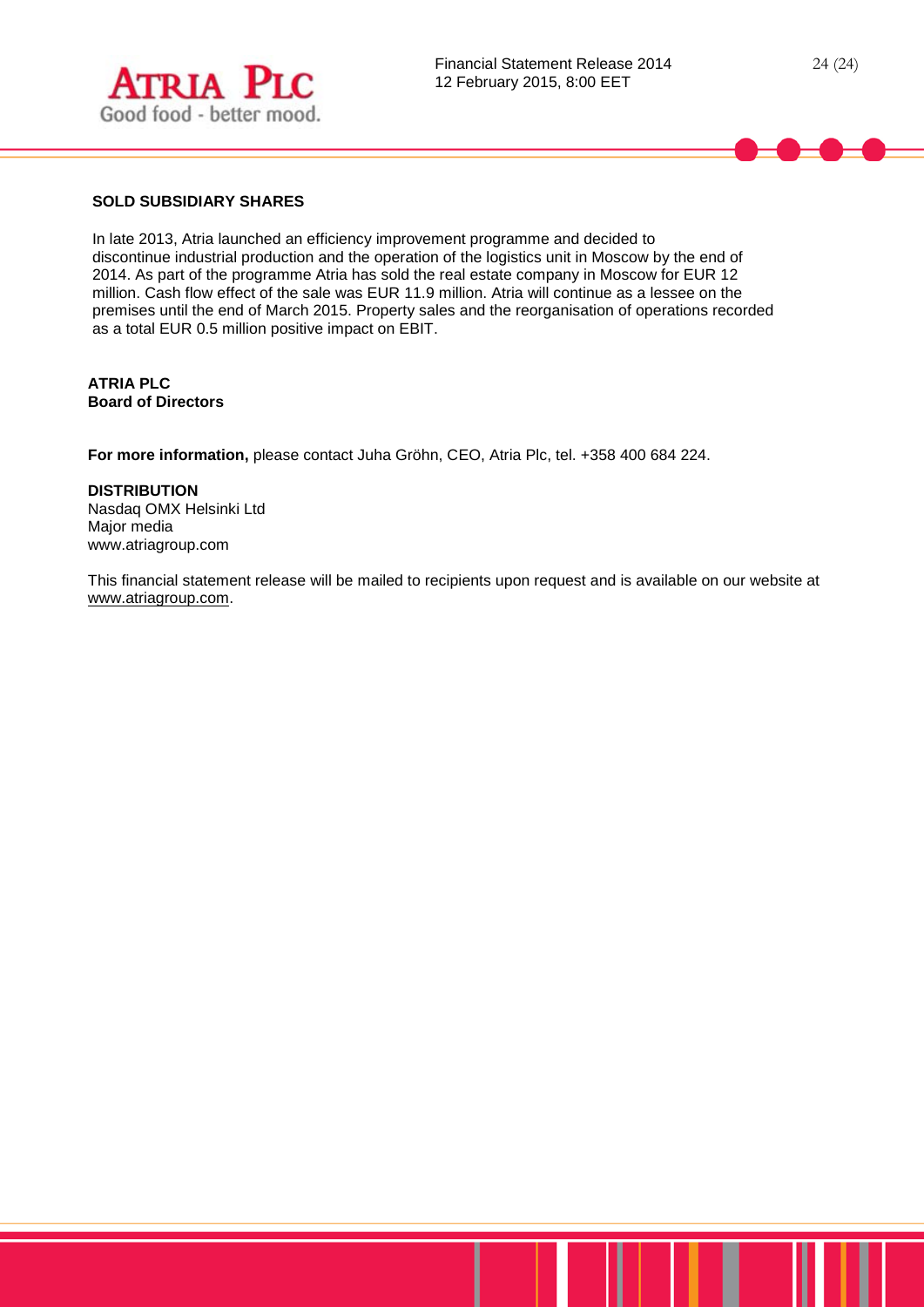## SOLD SUBSIDIARY SHARES

In late 2013, Atria launched an efficiency improvement programme and decided to discontinue industrial production and the operation of the logistics unit in Moscow by the end of 2014. As part of the programme Atria has sold the real estate company in Moscow for EUR 12 million. Cash flow effect of the sale was EUR 11.9 million. Atria will continue as a lessee on the premises until the end of March 2015. Property sales and the reorganisation of operations recorded as a total EUR 0.5 million positive impact on EBIT.

**ATRIA PLC**
**Board of Directors**

**For more information,** please contact Juha Gröhn, CEO, Atria Plc, tel. +358 400 684 224.

**DISTRIBUTION**
Nasdaq OMX Helsinki Ltd
Major media
www.atriagroup.com

This financial statement release will be mailed to recipients upon request and is available on our website at www.atriagroup.com.